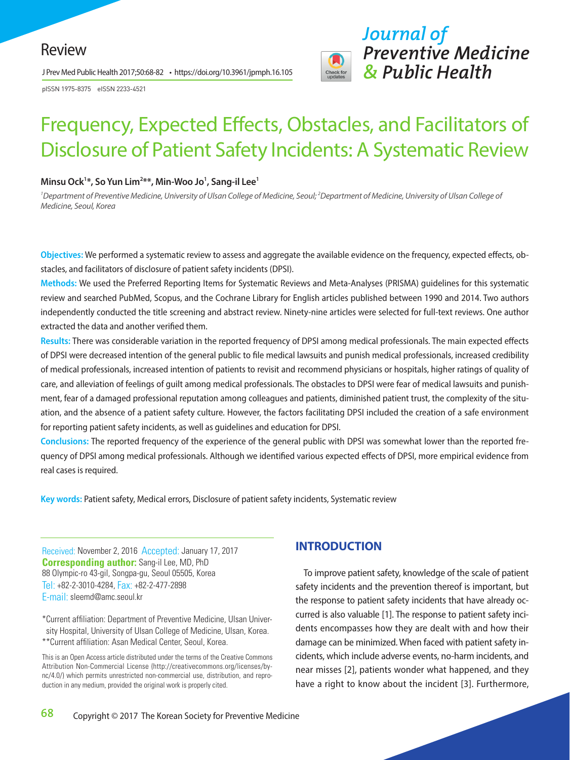Review

pISSN 1975-8375 eISSN 2233-4521

# Frequency, Expected Effects, Obstacles, and Facilitators of Disclosure of Patient Safety Incidents: A Systematic Review

**Minsu Ock[1]*, So Yun Lim[2]**, Min-Woo Jo[1], Sang-il Lee[1]**

*[1]Department of Preventive Medicine, University of Ulsan College of Medicine, Seoul; [2]Department of Medicine, University of Ulsan College of Medicine, Seoul, Korea*

**Objectives:** We performed a systematic review to assess and aggregate the available evidence on the frequency, expected effects, obstacles, and facilitators of disclosure of patient safety incidents (DPSI).

**Methods:** We used the Preferred Reporting Items for Systematic Reviews and Meta-Analyses (PRISMA) guidelines for this systematic review and searched PubMed, Scopus, and the Cochrane Library for English articles published between 1990 and 2014. Two authors independently conducted the title screening and abstract review. Ninety-nine articles were selected for full-text reviews. One author extracted the data and another verified them.

**Results:** There was considerable variation in the reported frequency of DPSI among medical professionals. The main expected effects of DPSI were decreased intention of the general public to file medical lawsuits and punish medical professionals, increased credibility of medical professionals, increased intention of patients to revisit and recommend physicians or hospitals, higher ratings of quality of care, and alleviation of feelings of guilt among medical professionals. The obstacles to DPSI were fear of medical lawsuits and punishment, fear of a damaged professional reputation among colleagues and patients, diminished patient trust, the complexity of the situation, and the absence of a patient safety culture. However, the factors facilitating DPSI included the creation of a safe environment for reporting patient safety incidents, as well as guidelines and education for DPSI.

**Conclusions:** The reported frequency of the experience of the general public with DPSI was somewhat lower than the reported frequency of DPSI among medical professionals. Although we identified various expected effects of DPSI, more empirical evidence from real cases is required.

**Key words:** Patient safety, Medical errors, Disclosure of patient safety incidents, Systematic review

Received: November 2, 2016 Accepted: January 17, 2017
**Corresponding author:** Sang-il Lee, MD, PhD
88 Olympic-ro 43-gil, Songpa-gu, Seoul 05505, Korea
Tel: +82-2-3010-4284, Fax: +82-2-477-2898
E-mail: sleemd@amc.seoul.kr

*Current affiliation: Department of Preventive Medicine, Ulsan University Hospital, University of Ulsan College of Medicine, Ulsan, Korea.
**Current affiliation: Asan Medical Center, Seoul, Korea.

This is an Open Access article distributed under the terms of the Creative Commons Attribution Non-Commercial License (http://creativecommons.org/licenses/by-nc/4.0/) which permits unrestricted non-commercial use, distribution, and reproduction in any medium, provided the original work is properly cited.

## INTRODUCTION

To improve patient safety, knowledge of the scale of patient safety incidents and the prevention thereof is important, but the response to patient safety incidents that have already occurred is also valuable [1]. The response to patient safety incidents encompasses how they are dealt with and how their damage can be minimized. When faced with patient safety incidents, which include adverse events, no-harm incidents, and near misses [2], patients wonder what happened, and they have a right to know about the incident [3]. Furthermore,

Copyright © 2017 The Korean Society for Preventive Medicine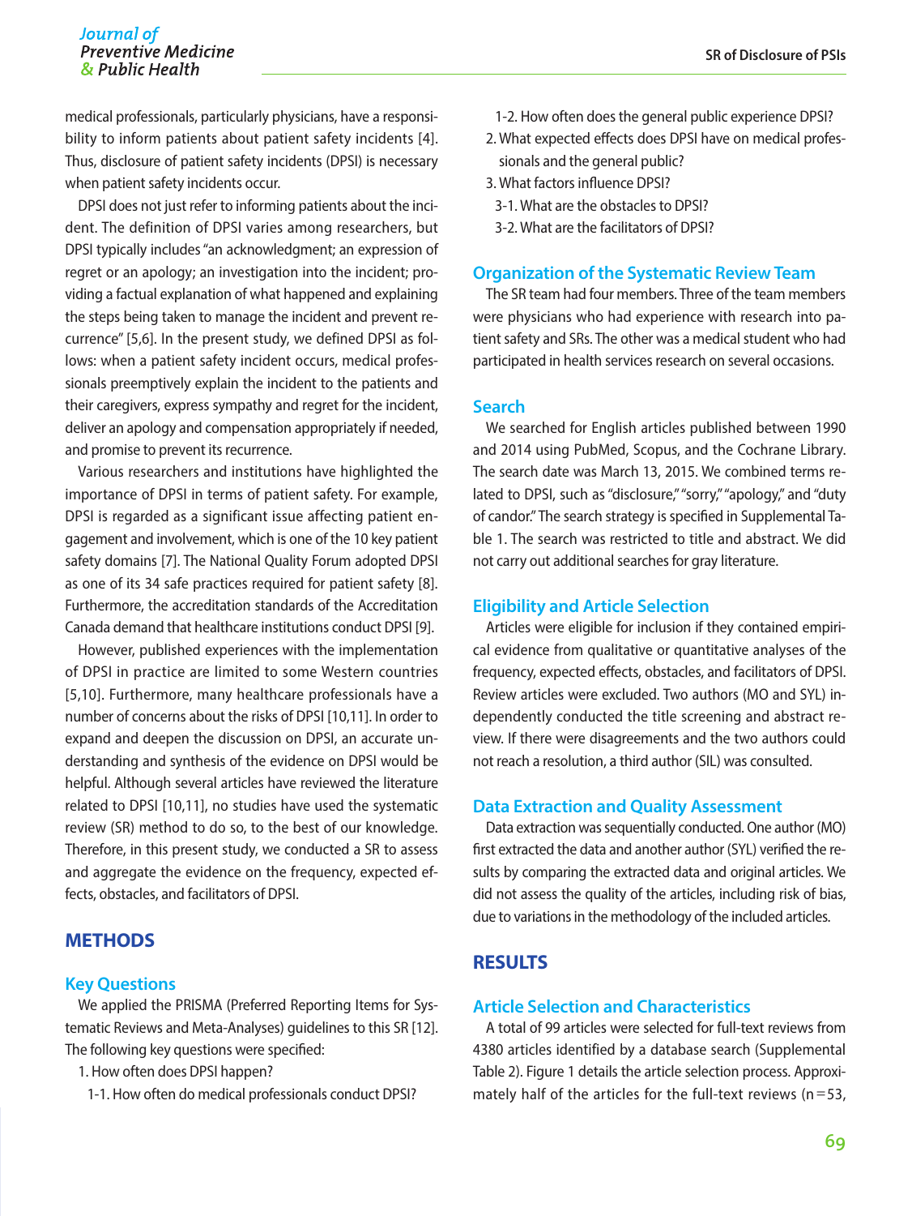medical professionals, particularly physicians, have a responsibility to inform patients about patient safety incidents [4]. Thus, disclosure of patient safety incidents (DPSI) is necessary when patient safety incidents occur.

DPSI does not just refer to informing patients about the incident. The definition of DPSI varies among researchers, but DPSI typically includes "an acknowledgment; an expression of regret or an apology; an investigation into the incident; providing a factual explanation of what happened and explaining the steps being taken to manage the incident and prevent recurrence" [5,6]. In the present study, we defined DPSI as follows: when a patient safety incident occurs, medical professionals preemptively explain the incident to the patients and their caregivers, express sympathy and regret for the incident, deliver an apology and compensation appropriately if needed, and promise to prevent its recurrence.

Various researchers and institutions have highlighted the importance of DPSI in terms of patient safety. For example, DPSI is regarded as a significant issue affecting patient engagement and involvement, which is one of the 10 key patient safety domains [7]. The National Quality Forum adopted DPSI as one of its 34 safe practices required for patient safety [8]. Furthermore, the accreditation standards of the Accreditation Canada demand that healthcare institutions conduct DPSI [9].

However, published experiences with the implementation of DPSI in practice are limited to some Western countries [5,10]. Furthermore, many healthcare professionals have a number of concerns about the risks of DPSI [10,11]. In order to expand and deepen the discussion on DPSI, an accurate understanding and synthesis of the evidence on DPSI would be helpful. Although several articles have reviewed the literature related to DPSI [10,11], no studies have used the systematic review (SR) method to do so, to the best of our knowledge. Therefore, in this present study, we conducted a SR to assess and aggregate the evidence on the frequency, expected effects, obstacles, and facilitators of DPSI.

## METHODS

### Key Questions

We applied the PRISMA (Preferred Reporting Items for Systematic Reviews and Meta-Analyses) guidelines to this SR [12]. The following key questions were specified:

1. How often does DPSI happen?
   - 1-1. How often do medical professionals conduct DPSI?
   - 1-2. How often does the general public experience DPSI?
2. What expected effects does DPSI have on medical professionals and the general public?
3. What factors influence DPSI?
   - 3-1. What are the obstacles to DPSI?
   - 3-2. What are the facilitators of DPSI?

### Organization of the Systematic Review Team

The SR team had four members. Three of the team members were physicians who had experience with research into patient safety and SRs. The other was a medical student who had participated in health services research on several occasions.

### Search

We searched for English articles published between 1990 and 2014 using PubMed, Scopus, and the Cochrane Library. The search date was March 13, 2015. We combined terms related to DPSI, such as "disclosure," "sorry," "apology," and "duty of candor." The search strategy is specified in Supplemental Table 1. The search was restricted to title and abstract. We did not carry out additional searches for gray literature.

### Eligibility and Article Selection

Articles were eligible for inclusion if they contained empirical evidence from qualitative or quantitative analyses of the frequency, expected effects, obstacles, and facilitators of DPSI. Review articles were excluded. Two authors (MO and SYL) independently conducted the title screening and abstract review. If there were disagreements and the two authors could not reach a resolution, a third author (SIL) was consulted.

### Data Extraction and Quality Assessment

Data extraction was sequentially conducted. One author (MO) first extracted the data and another author (SYL) verified the results by comparing the extracted data and original articles. We did not assess the quality of the articles, including risk of bias, due to variations in the methodology of the included articles.

## RESULTS

### Article Selection and Characteristics

A total of 99 articles were selected for full-text reviews from 4380 articles identified by a database search (Supplemental Table 2). Figure 1 details the article selection process. Approximately half of the articles for the full-text reviews (n=53,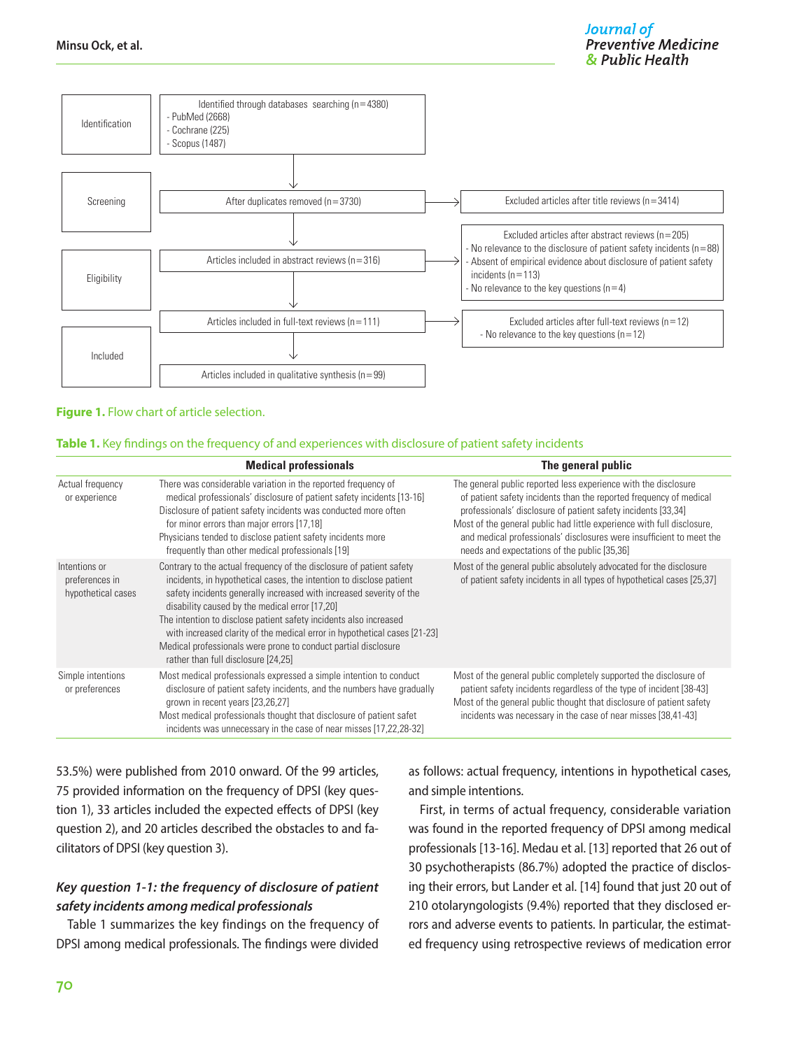Identification: Identified through databases searching (n=4380)
- PubMed (2668)
- Cochrane (225)
- Scopus (1487)

Screening: After duplicates removed (n=3730) → Excluded articles after title reviews (n=3414)

Eligibility: Articles included in abstract reviews (n=316) → Excluded articles after abstract reviews (n=205)
- No relevance to the disclosure of patient safety incidents (n=88)
- Absent of empirical evidence about disclosure of patient safety incidents (n=113)
- No relevance to the key questions (n=4)

Articles included in full-text reviews (n=111) → Excluded articles after full-text reviews (n=12)
- No relevance to the key questions (n=12)

Included: Articles included in qualitative synthesis (n=99)

**Figure 1.** Flow chart of article selection.

**Table 1.** Key findings on the frequency of and experiences with disclosure of patient safety incidents

| | Medical professionals | The general public |
|---|---|---|
| Actual frequency or experience | There was considerable variation in the reported frequency of medical professionals' disclosure of patient safety incidents [13-16]<br>Disclosure of patient safety incidents was conducted more often for minor errors than major errors [17,18]<br>Physicians tended to disclose patient safety incidents more frequently than other medical professionals [19] | The general public reported less experience with the disclosure of patient safety incidents than the reported frequency of medical professionals' disclosure of patient safety incidents [33,34]<br>Most of the general public had little experience with full disclosure, and medical professionals' disclosures were insufficient to meet the needs and expectations of the public [35,36] |
| Intentions or preferences in hypothetical cases | Contrary to the actual frequency of the disclosure of patient safety incidents, in hypothetical cases, the intention to disclose patient safety incidents generally increased with increased severity of the disability caused by the medical error [17,20]<br>The intention to disclose patient safety incidents also increased with increased clarity of the medical error in hypothetical cases [21-23]<br>Medical professionals were prone to conduct partial disclosure rather than full disclosure [24,25] | Most of the general public absolutely advocated for the disclosure of patient safety incidents in all types of hypothetical cases [25,37] |
| Simple intentions or preferences | Most medical professionals expressed a simple intention to conduct disclosure of patient safety incidents, and the numbers have gradually grown in recent years [23,26,27]<br>Most medical professionals thought that disclosure of patient safet incidents was unnecessary in the case of near misses [17,22,28-32] | Most of the general public completely supported the disclosure of patient safety incidents regardless of the type of incident [38-43]<br>Most of the general public thought that disclosure of patient safety incidents was necessary in the case of near misses [38,41-43] |

53.5%) were published from 2010 onward. Of the 99 articles, 75 provided information on the frequency of DPSI (key question 1), 33 articles included the expected effects of DPSI (key question 2), and 20 articles described the obstacles to and facilitators of DPSI (key question 3).

### *Key question 1-1: the frequency of disclosure of patient safety incidents among medical professionals*

Table 1 summarizes the key findings on the frequency of DPSI among medical professionals. The findings were divided as follows: actual frequency, intentions in hypothetical cases, and simple intentions.

First, in terms of actual frequency, considerable variation was found in the reported frequency of DPSI among medical professionals [13-16]. Medau et al. [13] reported that 26 out of 30 psychotherapists (86.7%) adopted the practice of disclosing their errors, but Lander et al. [14] found that just 20 out of 210 otolaryngologists (9.4%) reported that they disclosed errors and adverse events to patients. In particular, the estimated frequency using retrospective reviews of medication error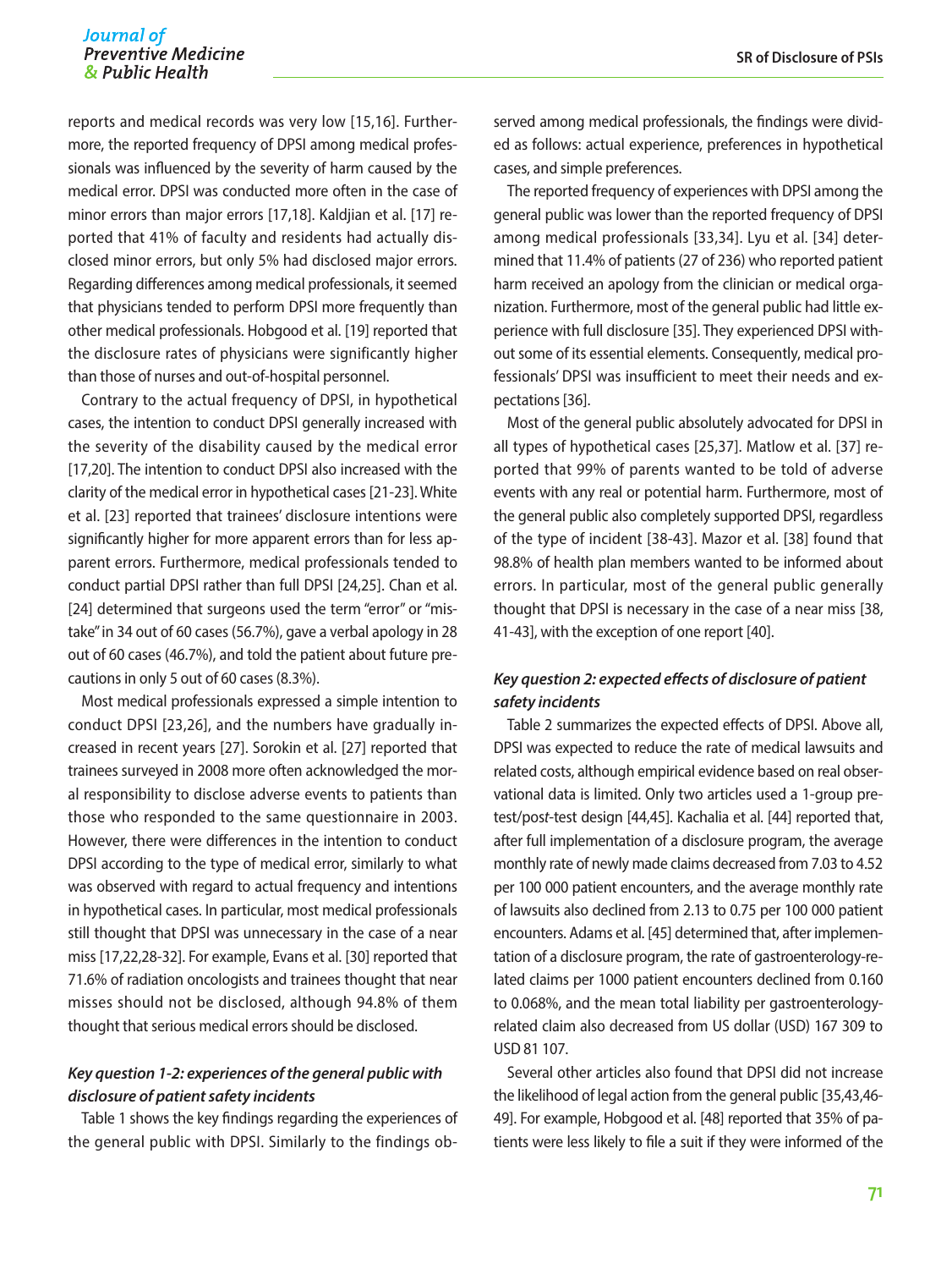reports and medical records was very low [15,16]. Furthermore, the reported frequency of DPSI among medical professionals was influenced by the severity of harm caused by the medical error. DPSI was conducted more often in the case of minor errors than major errors [17,18]. Kaldjian et al. [17] reported that 41% of faculty and residents had actually disclosed minor errors, but only 5% had disclosed major errors. Regarding differences among medical professionals, it seemed that physicians tended to perform DPSI more frequently than other medical professionals. Hobgood et al. [19] reported that the disclosure rates of physicians were significantly higher than those of nurses and out-of-hospital personnel.

Contrary to the actual frequency of DPSI, in hypothetical cases, the intention to conduct DPSI generally increased with the severity of the disability caused by the medical error [17,20]. The intention to conduct DPSI also increased with the clarity of the medical error in hypothetical cases [21-23]. White et al. [23] reported that trainees' disclosure intentions were significantly higher for more apparent errors than for less apparent errors. Furthermore, medical professionals tended to conduct partial DPSI rather than full DPSI [24,25]. Chan et al. [24] determined that surgeons used the term "error" or "mistake" in 34 out of 60 cases (56.7%), gave a verbal apology in 28 out of 60 cases (46.7%), and told the patient about future precautions in only 5 out of 60 cases (8.3%).

Most medical professionals expressed a simple intention to conduct DPSI [23,26], and the numbers have gradually increased in recent years [27]. Sorokin et al. [27] reported that trainees surveyed in 2008 more often acknowledged the moral responsibility to disclose adverse events to patients than those who responded to the same questionnaire in 2003. However, there were differences in the intention to conduct DPSI according to the type of medical error, similarly to what was observed with regard to actual frequency and intentions in hypothetical cases. In particular, most medical professionals still thought that DPSI was unnecessary in the case of a near miss [17,22,28-32]. For example, Evans et al. [30] reported that 71.6% of radiation oncologists and trainees thought that near misses should not be disclosed, although 94.8% of them thought that serious medical errors should be disclosed.

### *Key question 1-2: experiences of the general public with disclosure of patient safety incidents*

Table 1 shows the key findings regarding the experiences of the general public with DPSI. Similarly to the findings observed among medical professionals, the findings were divided as follows: actual experience, preferences in hypothetical cases, and simple preferences.

The reported frequency of experiences with DPSI among the general public was lower than the reported frequency of DPSI among medical professionals [33,34]. Lyu et al. [34] determined that 11.4% of patients (27 of 236) who reported patient harm received an apology from the clinician or medical organization. Furthermore, most of the general public had little experience with full disclosure [35]. They experienced DPSI without some of its essential elements. Consequently, medical professionals' DPSI was insufficient to meet their needs and expectations [36].

Most of the general public absolutely advocated for DPSI in all types of hypothetical cases [25,37]. Matlow et al. [37] reported that 99% of parents wanted to be told of adverse events with any real or potential harm. Furthermore, most of the general public also completely supported DPSI, regardless of the type of incident [38-43]. Mazor et al. [38] found that 98.8% of health plan members wanted to be informed about errors. In particular, most of the general public generally thought that DPSI is necessary in the case of a near miss [38, 41-43], with the exception of one report [40].

### *Key question 2: expected effects of disclosure of patient safety incidents*

Table 2 summarizes the expected effects of DPSI. Above all, DPSI was expected to reduce the rate of medical lawsuits and related costs, although empirical evidence based on real observational data is limited. Only two articles used a 1-group pre-test/post-test design [44,45]. Kachalia et al. [44] reported that, after full implementation of a disclosure program, the average monthly rate of newly made claims decreased from 7.03 to 4.52 per 100 000 patient encounters, and the average monthly rate of lawsuits also declined from 2.13 to 0.75 per 100 000 patient encounters. Adams et al. [45] determined that, after implementation of a disclosure program, the rate of gastroenterology-related claims per 1000 patient encounters declined from 0.160 to 0.068%, and the mean total liability per gastroenterology-related claim also decreased from US dollar (USD) 167 309 to USD 81 107.

Several other articles also found that DPSI did not increase the likelihood of legal action from the general public [35,43,46-49]. For example, Hobgood et al. [48] reported that 35% of patients were less likely to file a suit if they were informed of the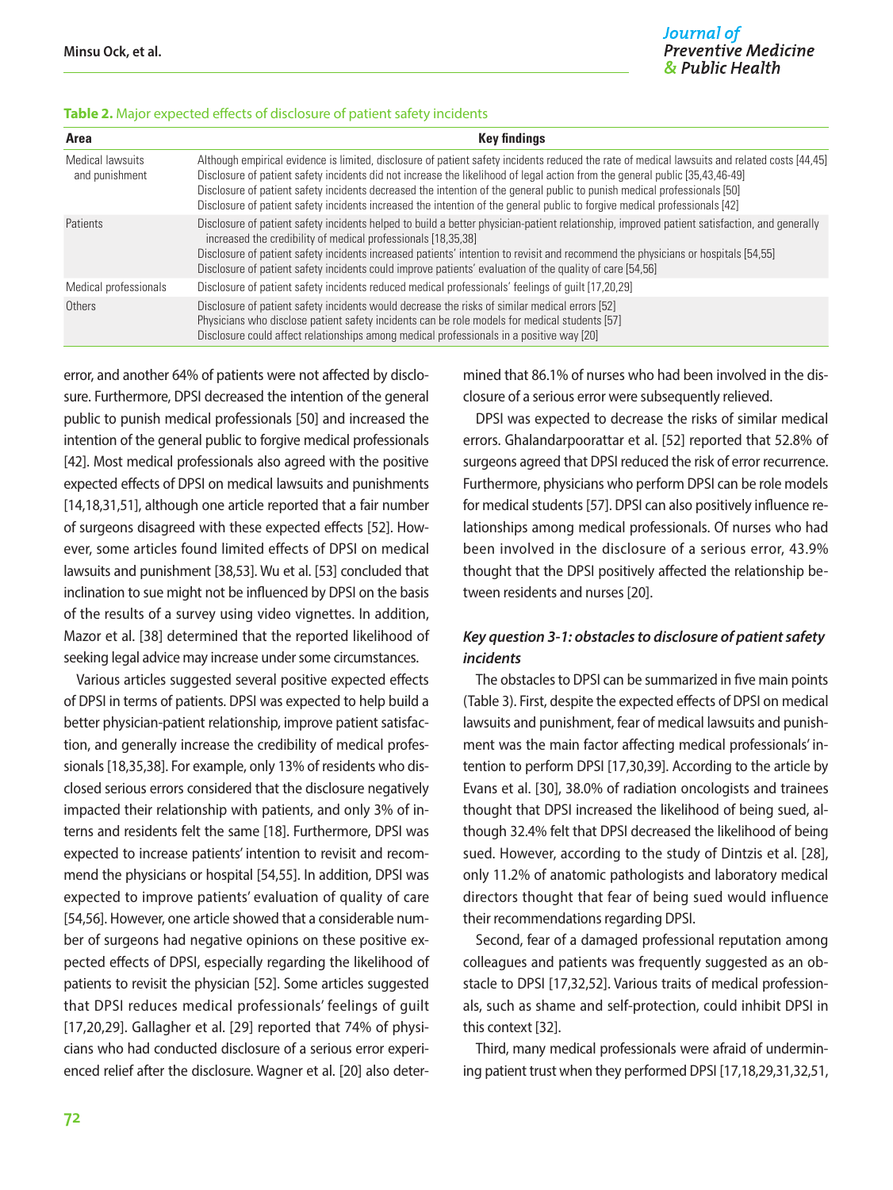**Table 2.** Major expected effects of disclosure of patient safety incidents

| Area | Key findings |
|---|---|
| Medical lawsuits and punishment | Although empirical evidence is limited, disclosure of patient safety incidents reduced the rate of medical lawsuits and related costs [44,45]<br>Disclosure of patient safety incidents did not increase the likelihood of legal action from the general public [35,43,46-49]<br>Disclosure of patient safety incidents decreased the intention of the general public to punish medical professionals [50]<br>Disclosure of patient safety incidents increased the intention of the general public to forgive medical professionals [42] |
| Patients | Disclosure of patient safety incidents helped to build a better physician-patient relationship, improved patient satisfaction, and generally increased the credibility of medical professionals [18,35,38]<br>Disclosure of patient safety incidents increased patients' intention to revisit and recommend the physicians or hospitals [54,55]<br>Disclosure of patient safety incidents could improve patients' evaluation of the quality of care [54,56] |
| Medical professionals | Disclosure of patient safety incidents reduced medical professionals' feelings of guilt [17,20,29] |
| Others | Disclosure of patient safety incidents would decrease the risks of similar medical errors [52]<br>Physicians who disclose patient safety incidents can be role models for medical students [57]<br>Disclosure could affect relationships among medical professionals in a positive way [20] |

error, and another 64% of patients were not affected by disclosure. Furthermore, DPSI decreased the intention of the general public to punish medical professionals [50] and increased the intention of the general public to forgive medical professionals [42]. Most medical professionals also agreed with the positive expected effects of DPSI on medical lawsuits and punishments [14,18,31,51], although one article reported that a fair number of surgeons disagreed with these expected effects [52]. However, some articles found limited effects of DPSI on medical lawsuits and punishment [38,53]. Wu et al. [53] concluded that inclination to sue might not be influenced by DPSI on the basis of the results of a survey using video vignettes. In addition, Mazor et al. [38] determined that the reported likelihood of seeking legal advice may increase under some circumstances.

Various articles suggested several positive expected effects of DPSI in terms of patients. DPSI was expected to help build a better physician-patient relationship, improve patient satisfaction, and generally increase the credibility of medical professionals [18,35,38]. For example, only 13% of residents who disclosed serious errors considered that the disclosure negatively impacted their relationship with patients, and only 3% of interns and residents felt the same [18]. Furthermore, DPSI was expected to increase patients' intention to revisit and recommend the physicians or hospital [54,55]. In addition, DPSI was expected to improve patients' evaluation of quality of care [54,56]. However, one article showed that a considerable number of surgeons had negative opinions on these positive expected effects of DPSI, especially regarding the likelihood of patients to revisit the physician [52]. Some articles suggested that DPSI reduces medical professionals' feelings of guilt [17,20,29]. Gallagher et al. [29] reported that 74% of physicians who had conducted disclosure of a serious error experienced relief after the disclosure. Wagner et al. [20] also determined that 86.1% of nurses who had been involved in the disclosure of a serious error were subsequently relieved.

DPSI was expected to decrease the risks of similar medical errors. Ghalandarpoorattar et al. [52] reported that 52.8% of surgeons agreed that DPSI reduced the risk of error recurrence. Furthermore, physicians who perform DPSI can be role models for medical students [57]. DPSI can also positively influence relationships among medical professionals. Of nurses who had been involved in the disclosure of a serious error, 43.9% thought that the DPSI positively affected the relationship between residents and nurses [20].

### *Key question 3-1: obstacles to disclosure of patient safety incidents*

The obstacles to DPSI can be summarized in five main points (Table 3). First, despite the expected effects of DPSI on medical lawsuits and punishment, fear of medical lawsuits and punishment was the main factor affecting medical professionals' intention to perform DPSI [17,30,39]. According to the article by Evans et al. [30], 38.0% of radiation oncologists and trainees thought that DPSI increased the likelihood of being sued, although 32.4% felt that DPSI decreased the likelihood of being sued. However, according to the study of Dintzis et al. [28], only 11.2% of anatomic pathologists and laboratory medical directors thought that fear of being sued would influence their recommendations regarding DPSI.

Second, fear of a damaged professional reputation among colleagues and patients was frequently suggested as an obstacle to DPSI [17,32,52]. Various traits of medical professionals, such as shame and self-protection, could inhibit DPSI in this context [32].

Third, many medical professionals were afraid of undermining patient trust when they performed DPSI [17,18,29,31,32,51,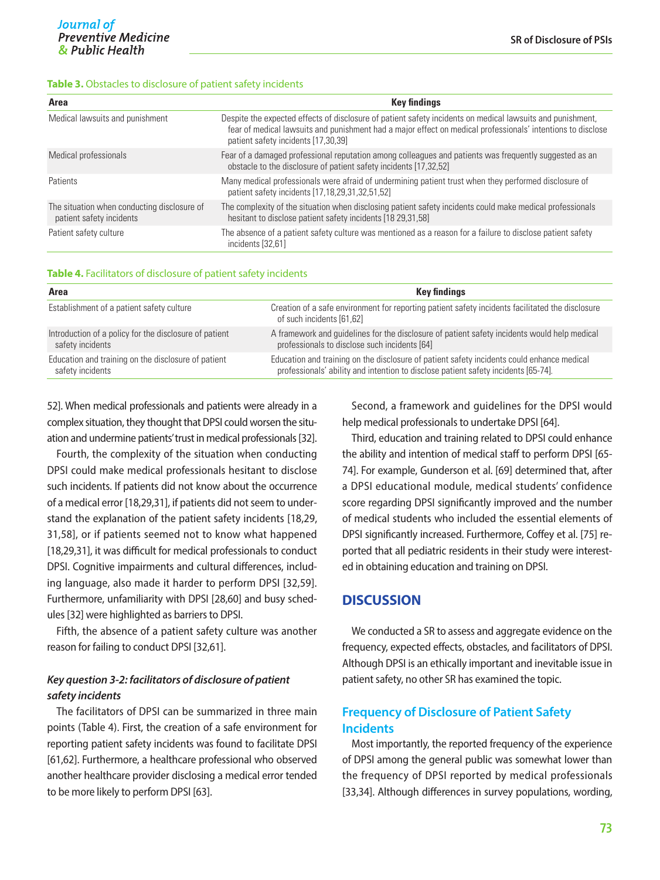**Table 3.** Obstacles to disclosure of patient safety incidents

| Area | Key findings |
|---|---|
| Medical lawsuits and punishment | Despite the expected effects of disclosure of patient safety incidents on medical lawsuits and punishment, fear of medical lawsuits and punishment had a major effect on medical professionals' intentions to disclose patient safety incidents [17,30,39] |
| Medical professionals | Fear of a damaged professional reputation among colleagues and patients was frequently suggested as an obstacle to the disclosure of patient safety incidents [17,32,52] |
| Patients | Many medical professionals were afraid of undermining patient trust when they performed disclosure of patient safety incidents [17,18,29,31,32,51,52] |
| The situation when conducting disclosure of patient safety incidents | The complexity of the situation when disclosing patient safety incidents could make medical professionals hesitant to disclose patient safety incidents [18 29,31,58] |
| Patient safety culture | The absence of a patient safety culture was mentioned as a reason for a failure to disclose patient safety incidents [32,61] |

**Table 4.** Facilitators of disclosure of patient safety incidents

| Area | Key findings |
|---|---|
| Establishment of a patient safety culture | Creation of a safe environment for reporting patient safety incidents facilitated the disclosure of such incidents [61,62] |
| Introduction of a policy for the disclosure of patient safety incidents | A framework and guidelines for the disclosure of patient safety incidents would help medical professionals to disclose such incidents [64] |
| Education and training on the disclosure of patient safety incidents | Education and training on the disclosure of patient safety incidents could enhance medical professionals' ability and intention to disclose patient safety incidents [65-74]. |

52]. When medical professionals and patients were already in a complex situation, they thought that DPSI could worsen the situation and undermine patients' trust in medical professionals [32].

Fourth, the complexity of the situation when conducting DPSI could make medical professionals hesitant to disclose such incidents. If patients did not know about the occurrence of a medical error [18,29,31], if patients did not seem to understand the explanation of the patient safety incidents [18,29, 31,58], or if patients seemed not to know what happened [18,29,31], it was difficult for medical professionals to conduct DPSI. Cognitive impairments and cultural differences, including language, also made it harder to perform DPSI [32,59]. Furthermore, unfamiliarity with DPSI [28,60] and busy schedules [32] were highlighted as barriers to DPSI.

Fifth, the absence of a patient safety culture was another reason for failing to conduct DPSI [32,61].

#### *Key question 3-2: facilitators of disclosure of patient safety incidents*

The facilitators of DPSI can be summarized in three main points (Table 4). First, the creation of a safe environment for reporting patient safety incidents was found to facilitate DPSI [61,62]. Furthermore, a healthcare professional who observed another healthcare provider disclosing a medical error tended to be more likely to perform DPSI [63].

Second, a framework and guidelines for the DPSI would help medical professionals to undertake DPSI [64].

Third, education and training related to DPSI could enhance the ability and intention of medical staff to perform DPSI [65-74]. For example, Gunderson et al. [69] determined that, after a DPSI educational module, medical students' confidence score regarding DPSI significantly improved and the number of medical students who included the essential elements of DPSI significantly increased. Furthermore, Coffey et al. [75] reported that all pediatric residents in their study were interested in obtaining education and training on DPSI.

## DISCUSSION

We conducted a SR to assess and aggregate evidence on the frequency, expected effects, obstacles, and facilitators of DPSI. Although DPSI is an ethically important and inevitable issue in patient safety, no other SR has examined the topic.

### Frequency of Disclosure of Patient Safety Incidents

Most importantly, the reported frequency of the experience of DPSI among the general public was somewhat lower than the frequency of DPSI reported by medical professionals [33,34]. Although differences in survey populations, wording,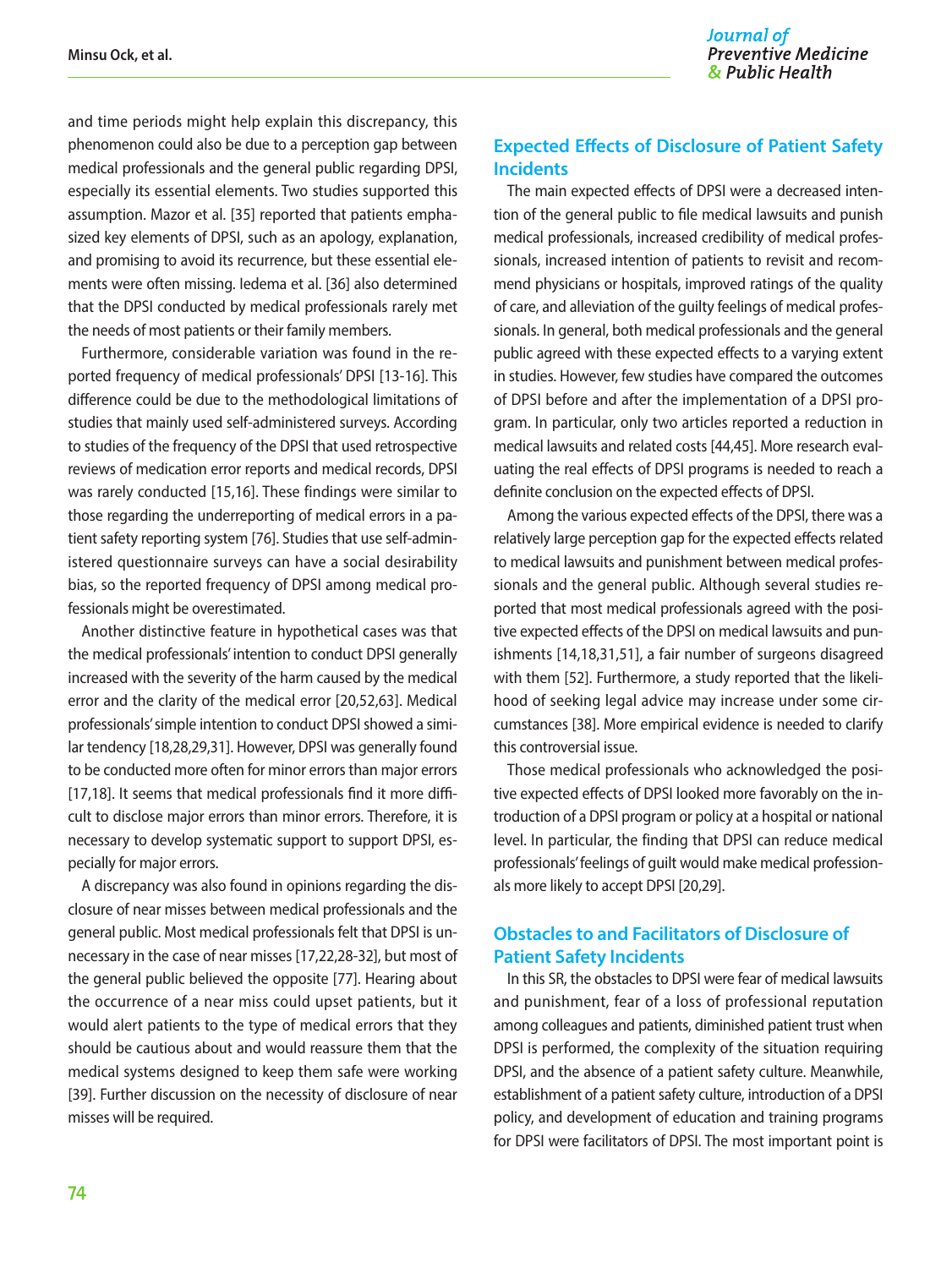and time periods might help explain this discrepancy, this phenomenon could also be due to a perception gap between medical professionals and the general public regarding DPSI, especially its essential elements. Two studies supported this assumption. Mazor et al. [35] reported that patients emphasized key elements of DPSI, such as an apology, explanation, and promising to avoid its recurrence, but these essential elements were often missing. Iedema et al. [36] also determined that the DPSI conducted by medical professionals rarely met the needs of most patients or their family members.

Furthermore, considerable variation was found in the reported frequency of medical professionals' DPSI [13-16]. This difference could be due to the methodological limitations of studies that mainly used self-administered surveys. According to studies of the frequency of the DPSI that used retrospective reviews of medication error reports and medical records, DPSI was rarely conducted [15,16]. These findings were similar to those regarding the underreporting of medical errors in a patient safety reporting system [76]. Studies that use self-administered questionnaire surveys can have a social desirability bias, so the reported frequency of DPSI among medical professionals might be overestimated.

Another distinctive feature in hypothetical cases was that the medical professionals' intention to conduct DPSI generally increased with the severity of the harm caused by the medical error and the clarity of the medical error [20,52,63]. Medical professionals' simple intention to conduct DPSI showed a similar tendency [18,28,29,31]. However, DPSI was generally found to be conducted more often for minor errors than major errors [17,18]. It seems that medical professionals find it more difficult to disclose major errors than minor errors. Therefore, it is necessary to develop systematic support to support DPSI, especially for major errors.

A discrepancy was also found in opinions regarding the disclosure of near misses between medical professionals and the general public. Most medical professionals felt that DPSI is unnecessary in the case of near misses [17,22,28-32], but most of the general public believed the opposite [77]. Hearing about the occurrence of a near miss could upset patients, but it would alert patients to the type of medical errors that they should be cautious about and would reassure them that the medical systems designed to keep them safe were working [39]. Further discussion on the necessity of disclosure of near misses will be required.

## Expected Effects of Disclosure of Patient Safety Incidents

The main expected effects of DPSI were a decreased intention of the general public to file medical lawsuits and punish medical professionals, increased credibility of medical professionals, increased intention of patients to revisit and recommend physicians or hospitals, improved ratings of the quality of care, and alleviation of the guilty feelings of medical professionals. In general, both medical professionals and the general public agreed with these expected effects to a varying extent in studies. However, few studies have compared the outcomes of DPSI before and after the implementation of a DPSI program. In particular, only two articles reported a reduction in medical lawsuits and related costs [44,45]. More research evaluating the real effects of DPSI programs is needed to reach a definite conclusion on the expected effects of DPSI.

Among the various expected effects of the DPSI, there was a relatively large perception gap for the expected effects related to medical lawsuits and punishment between medical professionals and the general public. Although several studies reported that most medical professionals agreed with the positive expected effects of the DPSI on medical lawsuits and punishments [14,18,31,51], a fair number of surgeons disagreed with them [52]. Furthermore, a study reported that the likelihood of seeking legal advice may increase under some circumstances [38]. More empirical evidence is needed to clarify this controversial issue.

Those medical professionals who acknowledged the positive expected effects of DPSI looked more favorably on the introduction of a DPSI program or policy at a hospital or national level. In particular, the finding that DPSI can reduce medical professionals' feelings of guilt would make medical professionals more likely to accept DPSI [20,29].

## Obstacles to and Facilitators of Disclosure of Patient Safety Incidents

In this SR, the obstacles to DPSI were fear of medical lawsuits and punishment, fear of a loss of professional reputation among colleagues and patients, diminished patient trust when DPSI is performed, the complexity of the situation requiring DPSI, and the absence of a patient safety culture. Meanwhile, establishment of a patient safety culture, introduction of a DPSI policy, and development of education and training programs for DPSI were facilitators of DPSI. The most important point is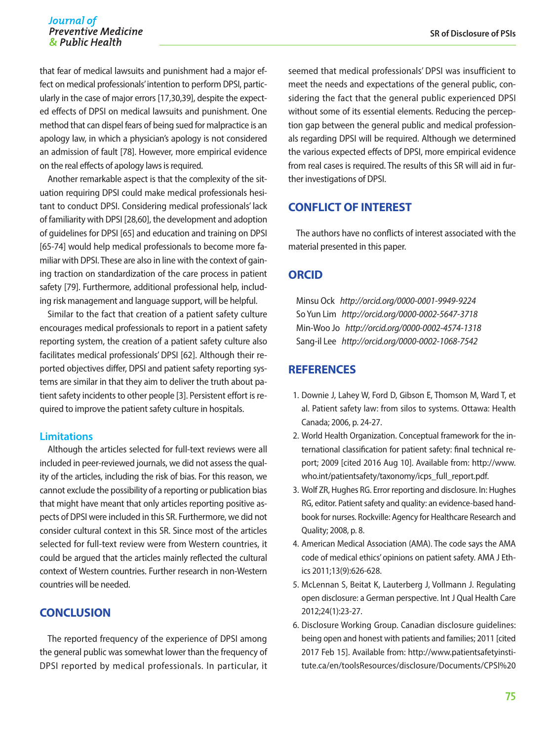that fear of medical lawsuits and punishment had a major effect on medical professionals' intention to perform DPSI, particularly in the case of major errors [17,30,39], despite the expected effects of DPSI on medical lawsuits and punishment. One method that can dispel fears of being sued for malpractice is an apology law, in which a physician's apology is not considered an admission of fault [78]. However, more empirical evidence on the real effects of apology laws is required.

Another remarkable aspect is that the complexity of the situation requiring DPSI could make medical professionals hesitant to conduct DPSI. Considering medical professionals' lack of familiarity with DPSI [28,60], the development and adoption of guidelines for DPSI [65] and education and training on DPSI [65-74] would help medical professionals to become more familiar with DPSI. These are also in line with the context of gaining traction on standardization of the care process in patient safety [79]. Furthermore, additional professional help, including risk management and language support, will be helpful.

Similar to the fact that creation of a patient safety culture encourages medical professionals to report in a patient safety reporting system, the creation of a patient safety culture also facilitates medical professionals' DPSI [62]. Although their reported objectives differ, DPSI and patient safety reporting systems are similar in that they aim to deliver the truth about patient safety incidents to other people [3]. Persistent effort is required to improve the patient safety culture in hospitals.

### Limitations

Although the articles selected for full-text reviews were all included in peer-reviewed journals, we did not assess the quality of the articles, including the risk of bias. For this reason, we cannot exclude the possibility of a reporting or publication bias that might have meant that only articles reporting positive aspects of DPSI were included in this SR. Furthermore, we did not consider cultural context in this SR. Since most of the articles selected for full-text review were from Western countries, it could be argued that the articles mainly reflected the cultural context of Western countries. Further research in non-Western countries will be needed.

## CONCLUSION

The reported frequency of the experience of DPSI among the general public was somewhat lower than the frequency of DPSI reported by medical professionals. In particular, it seemed that medical professionals' DPSI was insufficient to meet the needs and expectations of the general public, considering the fact that the general public experienced DPSI without some of its essential elements. Reducing the perception gap between the general public and medical professionals regarding DPSI will be required. Although we determined the various expected effects of DPSI, more empirical evidence from real cases is required. The results of this SR will aid in further investigations of DPSI.

## CONFLICT OF INTEREST

The authors have no conflicts of interest associated with the material presented in this paper.

## ORCID

Minsu Ock *http://orcid.org/0000-0001-9949-9224*
So Yun Lim *http://orcid.org/0000-0002-5647-3718*
Min-Woo Jo *http://orcid.org/0000-0002-4574-1318*
Sang-il Lee *http://orcid.org/0000-0002-1068-7542*

## REFERENCES

1. Downie J, Lahey W, Ford D, Gibson E, Thomson M, Ward T, et al. Patient safety law: from silos to systems. Ottawa: Health Canada; 2006, p. 24-27.
2. World Health Organization. Conceptual framework for the international classification for patient safety: final technical report; 2009 [cited 2016 Aug 10]. Available from: http://www.who.int/patientsafety/taxonomy/icps_full_report.pdf.
3. Wolf ZR, Hughes RG. Error reporting and disclosure. In: Hughes RG, editor. Patient safety and quality: an evidence-based handbook for nurses. Rockville: Agency for Healthcare Research and Quality; 2008, p. 8.
4. American Medical Association (AMA). The code says the AMA code of medical ethics' opinions on patient safety. AMA J Ethics 2011;13(9):626-628.
5. McLennan S, Beitat K, Lauterberg J, Vollmann J. Regulating open disclosure: a German perspective. Int J Qual Health Care 2012;24(1):23-27.
6. Disclosure Working Group. Canadian disclosure guidelines: being open and honest with patients and families; 2011 [cited 2017 Feb 15]. Available from: http://www.patientsafetyinstitute.ca/en/toolsResources/disclosure/Documents/CPSI%20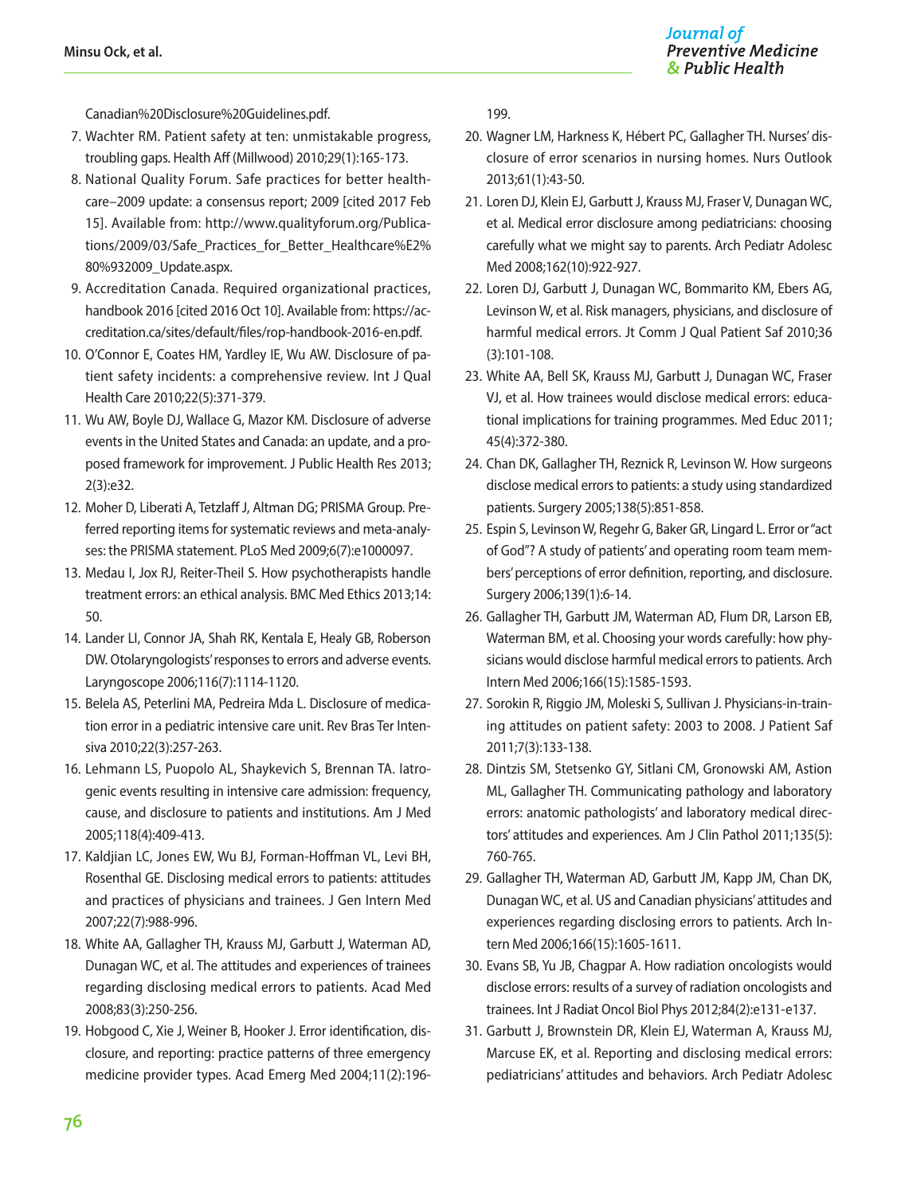Canadian%20Disclosure%20Guidelines.pdf.

7. Wachter RM. Patient safety at ten: unmistakable progress, troubling gaps. Health Aff (Millwood) 2010;29(1):165-173.
8. National Quality Forum. Safe practices for better healthcare–2009 update: a consensus report; 2009 [cited 2017 Feb 15]. Available from: http://www.qualityforum.org/Publications/2009/03/Safe_Practices_for_Better_Healthcare%E2%80%932009_Update.aspx.
9. Accreditation Canada. Required organizational practices, handbook 2016 [cited 2016 Oct 10]. Available from: https://accreditation.ca/sites/default/files/rop-handbook-2016-en.pdf.
10. O'Connor E, Coates HM, Yardley IE, Wu AW. Disclosure of patient safety incidents: a comprehensive review. Int J Qual Health Care 2010;22(5):371-379.
11. Wu AW, Boyle DJ, Wallace G, Mazor KM. Disclosure of adverse events in the United States and Canada: an update, and a proposed framework for improvement. J Public Health Res 2013;2(3):e32.
12. Moher D, Liberati A, Tetzlaff J, Altman DG; PRISMA Group. Preferred reporting items for systematic reviews and meta-analyses: the PRISMA statement. PLoS Med 2009;6(7):e1000097.
13. Medau I, Jox RJ, Reiter-Theil S. How psychotherapists handle treatment errors: an ethical analysis. BMC Med Ethics 2013;14:50.
14. Lander LI, Connor JA, Shah RK, Kentala E, Healy GB, Roberson DW. Otolaryngologists' responses to errors and adverse events. Laryngoscope 2006;116(7):1114-1120.
15. Belela AS, Peterlini MA, Pedreira Mda L. Disclosure of medication error in a pediatric intensive care unit. Rev Bras Ter Intensiva 2010;22(3):257-263.
16. Lehmann LS, Puopolo AL, Shaykevich S, Brennan TA. Iatrogenic events resulting in intensive care admission: frequency, cause, and disclosure to patients and institutions. Am J Med 2005;118(4):409-413.
17. Kaldjian LC, Jones EW, Wu BJ, Forman-Hoffman VL, Levi BH, Rosenthal GE. Disclosing medical errors to patients: attitudes and practices of physicians and trainees. J Gen Intern Med 2007;22(7):988-996.
18. White AA, Gallagher TH, Krauss MJ, Garbutt J, Waterman AD, Dunagan WC, et al. The attitudes and experiences of trainees regarding disclosing medical errors to patients. Acad Med 2008;83(3):250-256.
19. Hobgood C, Xie J, Weiner B, Hooker J. Error identification, disclosure, and reporting: practice patterns of three emergency medicine provider types. Acad Emerg Med 2004;11(2):196-199.
20. Wagner LM, Harkness K, Hébert PC, Gallagher TH. Nurses' disclosure of error scenarios in nursing homes. Nurs Outlook 2013;61(1):43-50.
21. Loren DJ, Klein EJ, Garbutt J, Krauss MJ, Fraser V, Dunagan WC, et al. Medical error disclosure among pediatricians: choosing carefully what we might say to parents. Arch Pediatr Adolesc Med 2008;162(10):922-927.
22. Loren DJ, Garbutt J, Dunagan WC, Bommarito KM, Ebers AG, Levinson W, et al. Risk managers, physicians, and disclosure of harmful medical errors. Jt Comm J Qual Patient Saf 2010;36(3):101-108.
23. White AA, Bell SK, Krauss MJ, Garbutt J, Dunagan WC, Fraser VJ, et al. How trainees would disclose medical errors: educational implications for training programmes. Med Educ 2011;45(4):372-380.
24. Chan DK, Gallagher TH, Reznick R, Levinson W. How surgeons disclose medical errors to patients: a study using standardized patients. Surgery 2005;138(5):851-858.
25. Espin S, Levinson W, Regehr G, Baker GR, Lingard L. Error or "act of God"? A study of patients' and operating room team members' perceptions of error definition, reporting, and disclosure. Surgery 2006;139(1):6-14.
26. Gallagher TH, Garbutt JM, Waterman AD, Flum DR, Larson EB, Waterman BM, et al. Choosing your words carefully: how physicians would disclose harmful medical errors to patients. Arch Intern Med 2006;166(15):1585-1593.
27. Sorokin R, Riggio JM, Moleski S, Sullivan J. Physicians-in-training attitudes on patient safety: 2003 to 2008. J Patient Saf 2011;7(3):133-138.
28. Dintzis SM, Stetsenko GY, Sitlani CM, Gronowski AM, Astion ML, Gallagher TH. Communicating pathology and laboratory errors: anatomic pathologists' and laboratory medical directors' attitudes and experiences. Am J Clin Pathol 2011;135(5):760-765.
29. Gallagher TH, Waterman AD, Garbutt JM, Kapp JM, Chan DK, Dunagan WC, et al. US and Canadian physicians' attitudes and experiences regarding disclosing errors to patients. Arch Intern Med 2006;166(15):1605-1611.
30. Evans SB, Yu JB, Chagpar A. How radiation oncologists would disclose errors: results of a survey of radiation oncologists and trainees. Int J Radiat Oncol Biol Phys 2012;84(2):e131-e137.
31. Garbutt J, Brownstein DR, Klein EJ, Waterman A, Krauss MJ, Marcuse EK, et al. Reporting and disclosing medical errors: pediatricians' attitudes and behaviors. Arch Pediatr Adolesc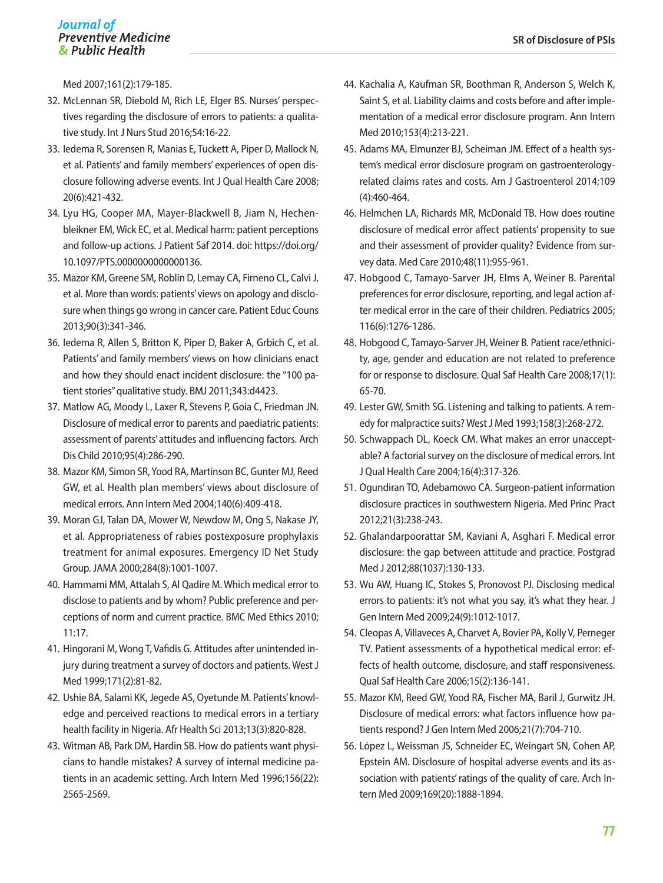Med 2007;161(2):179-185.

32. McLennan SR, Diebold M, Rich LE, Elger BS. Nurses' perspectives regarding the disclosure of errors to patients: a qualitative study. Int J Nurs Stud 2016;54:16-22.
33. Iedema R, Sorensen R, Manias E, Tuckett A, Piper D, Mallock N, et al. Patients' and family members' experiences of open disclosure following adverse events. Int J Qual Health Care 2008; 20(6):421-432.
34. Lyu HG, Cooper MA, Mayer-Blackwell B, Jiam N, Hechenbleikner EM, Wick EC, et al. Medical harm: patient perceptions and follow-up actions. J Patient Saf 2014. doi: https://doi.org/10.1097/PTS.0000000000000136.
35. Mazor KM, Greene SM, Roblin D, Lemay CA, Firneno CL, Calvi J, et al. More than words: patients' views on apology and disclosure when things go wrong in cancer care. Patient Educ Couns 2013;90(3):341-346.
36. Iedema R, Allen S, Britton K, Piper D, Baker A, Grbich C, et al. Patients' and family members' views on how clinicians enact and how they should enact incident disclosure: the "100 patient stories" qualitative study. BMJ 2011;343:d4423.
37. Matlow AG, Moody L, Laxer R, Stevens P, Goia C, Friedman JN. Disclosure of medical error to parents and paediatric patients: assessment of parents' attitudes and influencing factors. Arch Dis Child 2010;95(4):286-290.
38. Mazor KM, Simon SR, Yood RA, Martinson BC, Gunter MJ, Reed GW, et al. Health plan members' views about disclosure of medical errors. Ann Intern Med 2004;140(6):409-418.
39. Moran GJ, Talan DA, Mower W, Newdow M, Ong S, Nakase JY, et al. Appropriateness of rabies postexposure prophylaxis treatment for animal exposures. Emergency ID Net Study Group. JAMA 2000;284(8):1001-1007.
40. Hammami MM, Attalah S, Al Qadire M. Which medical error to disclose to patients and by whom? Public preference and perceptions of norm and current practice. BMC Med Ethics 2010; 11:17.
41. Hingorani M, Wong T, Vafidis G. Attitudes after unintended injury during treatment a survey of doctors and patients. West J Med 1999;171(2):81-82.
42. Ushie BA, Salami KK, Jegede AS, Oyetunde M. Patients' knowledge and perceived reactions to medical errors in a tertiary health facility in Nigeria. Afr Health Sci 2013;13(3):820-828.
43. Witman AB, Park DM, Hardin SB. How do patients want physicians to handle mistakes? A survey of internal medicine patients in an academic setting. Arch Intern Med 1996;156(22): 2565-2569.
44. Kachalia A, Kaufman SR, Boothman R, Anderson S, Welch K, Saint S, et al. Liability claims and costs before and after implementation of a medical error disclosure program. Ann Intern Med 2010;153(4):213-221.
45. Adams MA, Elmunzer BJ, Scheiman JM. Effect of a health system's medical error disclosure program on gastroenterology-related claims rates and costs. Am J Gastroenterol 2014;109 (4):460-464.
46. Helmchen LA, Richards MR, McDonald TB. How does routine disclosure of medical error affect patients' propensity to sue and their assessment of provider quality? Evidence from survey data. Med Care 2010;48(11):955-961.
47. Hobgood C, Tamayo-Sarver JH, Elms A, Weiner B. Parental preferences for error disclosure, reporting, and legal action after medical error in the care of their children. Pediatrics 2005; 116(6):1276-1286.
48. Hobgood C, Tamayo-Sarver JH, Weiner B. Patient race/ethnicity, age, gender and education are not related to preference for or response to disclosure. Qual Saf Health Care 2008;17(1): 65-70.
49. Lester GW, Smith SG. Listening and talking to patients. A remedy for malpractice suits? West J Med 1993;158(3):268-272.
50. Schwappach DL, Koeck CM. What makes an error unacceptable? A factorial survey on the disclosure of medical errors. Int J Qual Health Care 2004;16(4):317-326.
51. Ogundiran TO, Adebamowo CA. Surgeon-patient information disclosure practices in southwestern Nigeria. Med Princ Pract 2012;21(3):238-243.
52. Ghalandarpoorattar SM, Kaviani A, Asghari F. Medical error disclosure: the gap between attitude and practice. Postgrad Med J 2012;88(1037):130-133.
53. Wu AW, Huang IC, Stokes S, Pronovost PJ. Disclosing medical errors to patients: it's not what you say, it's what they hear. J Gen Intern Med 2009;24(9):1012-1017.
54. Cleopas A, Villaveces A, Charvet A, Bovier PA, Kolly V, Perneger TV. Patient assessments of a hypothetical medical error: effects of health outcome, disclosure, and staff responsiveness. Qual Saf Health Care 2006;15(2):136-141.
55. Mazor KM, Reed GW, Yood RA, Fischer MA, Baril J, Gurwitz JH. Disclosure of medical errors: what factors influence how patients respond? J Gen Intern Med 2006;21(7):704-710.
56. López L, Weissman JS, Schneider EC, Weingart SN, Cohen AP, Epstein AM. Disclosure of hospital adverse events and its association with patients' ratings of the quality of care. Arch Intern Med 2009;169(20):1888-1894.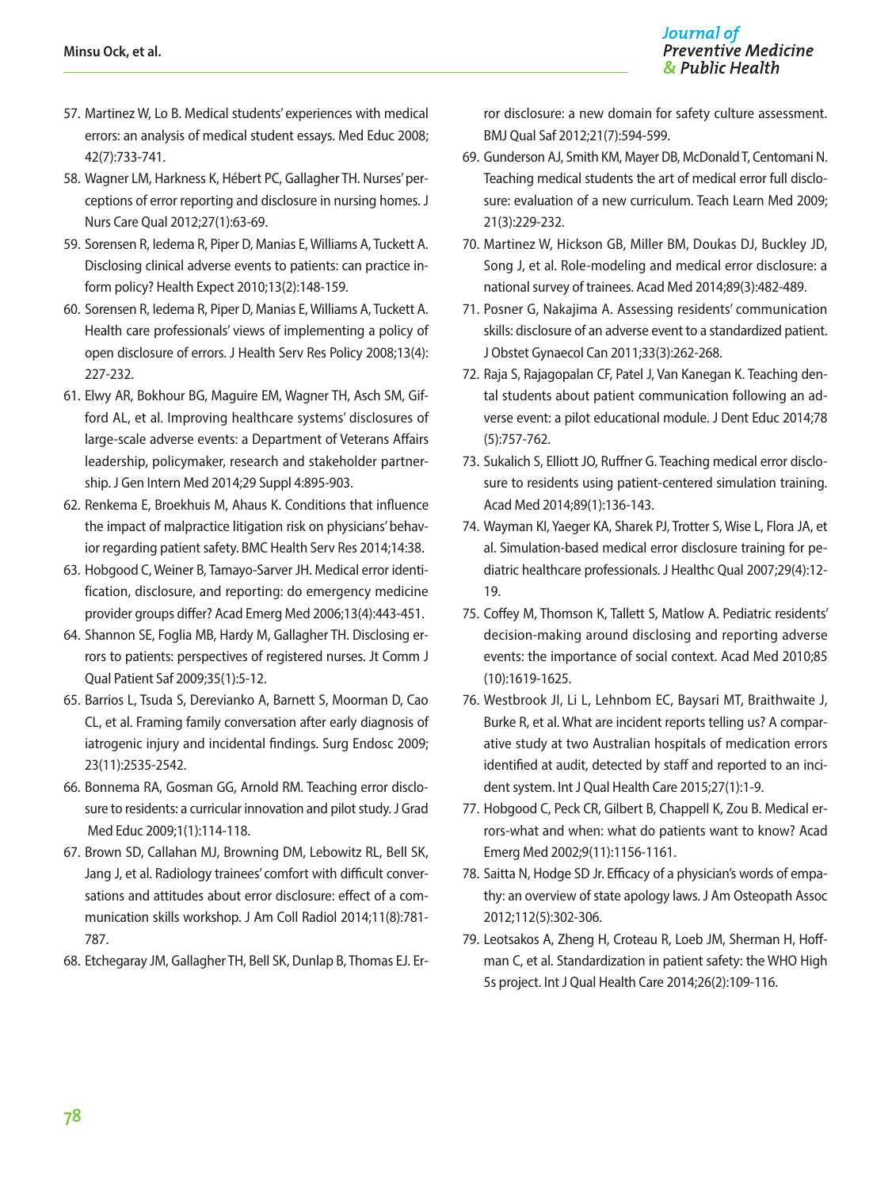57. Martinez W, Lo B. Medical students' experiences with medical errors: an analysis of medical student essays. Med Educ 2008; 42(7):733-741.
58. Wagner LM, Harkness K, Hébert PC, Gallagher TH. Nurses' perceptions of error reporting and disclosure in nursing homes. J Nurs Care Qual 2012;27(1):63-69.
59. Sorensen R, Iedema R, Piper D, Manias E, Williams A, Tuckett A. Disclosing clinical adverse events to patients: can practice inform policy? Health Expect 2010;13(2):148-159.
60. Sorensen R, Iedema R, Piper D, Manias E, Williams A, Tuckett A. Health care professionals' views of implementing a policy of open disclosure of errors. J Health Serv Res Policy 2008;13(4): 227-232.
61. Elwy AR, Bokhour BG, Maguire EM, Wagner TH, Asch SM, Gifford AL, et al. Improving healthcare systems' disclosures of large-scale adverse events: a Department of Veterans Affairs leadership, policymaker, research and stakeholder partnership. J Gen Intern Med 2014;29 Suppl 4:895-903.
62. Renkema E, Broekhuis M, Ahaus K. Conditions that influence the impact of malpractice litigation risk on physicians' behavior regarding patient safety. BMC Health Serv Res 2014;14:38.
63. Hobgood C, Weiner B, Tamayo-Sarver JH. Medical error identification, disclosure, and reporting: do emergency medicine provider groups differ? Acad Emerg Med 2006;13(4):443-451.
64. Shannon SE, Foglia MB, Hardy M, Gallagher TH. Disclosing errors to patients: perspectives of registered nurses. Jt Comm J Qual Patient Saf 2009;35(1):5-12.
65. Barrios L, Tsuda S, Derevianko A, Barnett S, Moorman D, Cao CL, et al. Framing family conversation after early diagnosis of iatrogenic injury and incidental findings. Surg Endosc 2009; 23(11):2535-2542.
66. Bonnema RA, Gosman GG, Arnold RM. Teaching error disclosure to residents: a curricular innovation and pilot study. J Grad Med Educ 2009;1(1):114-118.
67. Brown SD, Callahan MJ, Browning DM, Lebowitz RL, Bell SK, Jang J, et al. Radiology trainees' comfort with difficult conversations and attitudes about error disclosure: effect of a communication skills workshop. J Am Coll Radiol 2014;11(8):781-787.
68. Etchegaray JM, Gallagher TH, Bell SK, Dunlap B, Thomas EJ. Error disclosure: a new domain for safety culture assessment. BMJ Qual Saf 2012;21(7):594-599.
69. Gunderson AJ, Smith KM, Mayer DB, McDonald T, Centomani N. Teaching medical students the art of medical error full disclosure: evaluation of a new curriculum. Teach Learn Med 2009; 21(3):229-232.
70. Martinez W, Hickson GB, Miller BM, Doukas DJ, Buckley JD, Song J, et al. Role-modeling and medical error disclosure: a national survey of trainees. Acad Med 2014;89(3):482-489.
71. Posner G, Nakajima A. Assessing residents' communication skills: disclosure of an adverse event to a standardized patient. J Obstet Gynaecol Can 2011;33(3):262-268.
72. Raja S, Rajagopalan CF, Patel J, Van Kanegan K. Teaching dental students about patient communication following an adverse event: a pilot educational module. J Dent Educ 2014;78 (5):757-762.
73. Sukalich S, Elliott JO, Ruffner G. Teaching medical error disclosure to residents using patient-centered simulation training. Acad Med 2014;89(1):136-143.
74. Wayman KI, Yaeger KA, Sharek PJ, Trotter S, Wise L, Flora JA, et al. Simulation-based medical error disclosure training for pediatric healthcare professionals. J Healthc Qual 2007;29(4):12-19.
75. Coffey M, Thomson K, Tallett S, Matlow A. Pediatric residents' decision-making around disclosing and reporting adverse events: the importance of social context. Acad Med 2010;85 (10):1619-1625.
76. Westbrook JI, Li L, Lehnbom EC, Baysari MT, Braithwaite J, Burke R, et al. What are incident reports telling us? A comparative study at two Australian hospitals of medication errors identified at audit, detected by staff and reported to an incident system. Int J Qual Health Care 2015;27(1):1-9.
77. Hobgood C, Peck CR, Gilbert B, Chappell K, Zou B. Medical errors-what and when: what do patients want to know? Acad Emerg Med 2002;9(11):1156-1161.
78. Saitta N, Hodge SD Jr. Efficacy of a physician's words of empathy: an overview of state apology laws. J Am Osteopath Assoc 2012;112(5):302-306.
79. Leotsakos A, Zheng H, Croteau R, Loeb JM, Sherman H, Hoffman C, et al. Standardization in patient safety: the WHO High 5s project. Int J Qual Health Care 2014;26(2):109-116.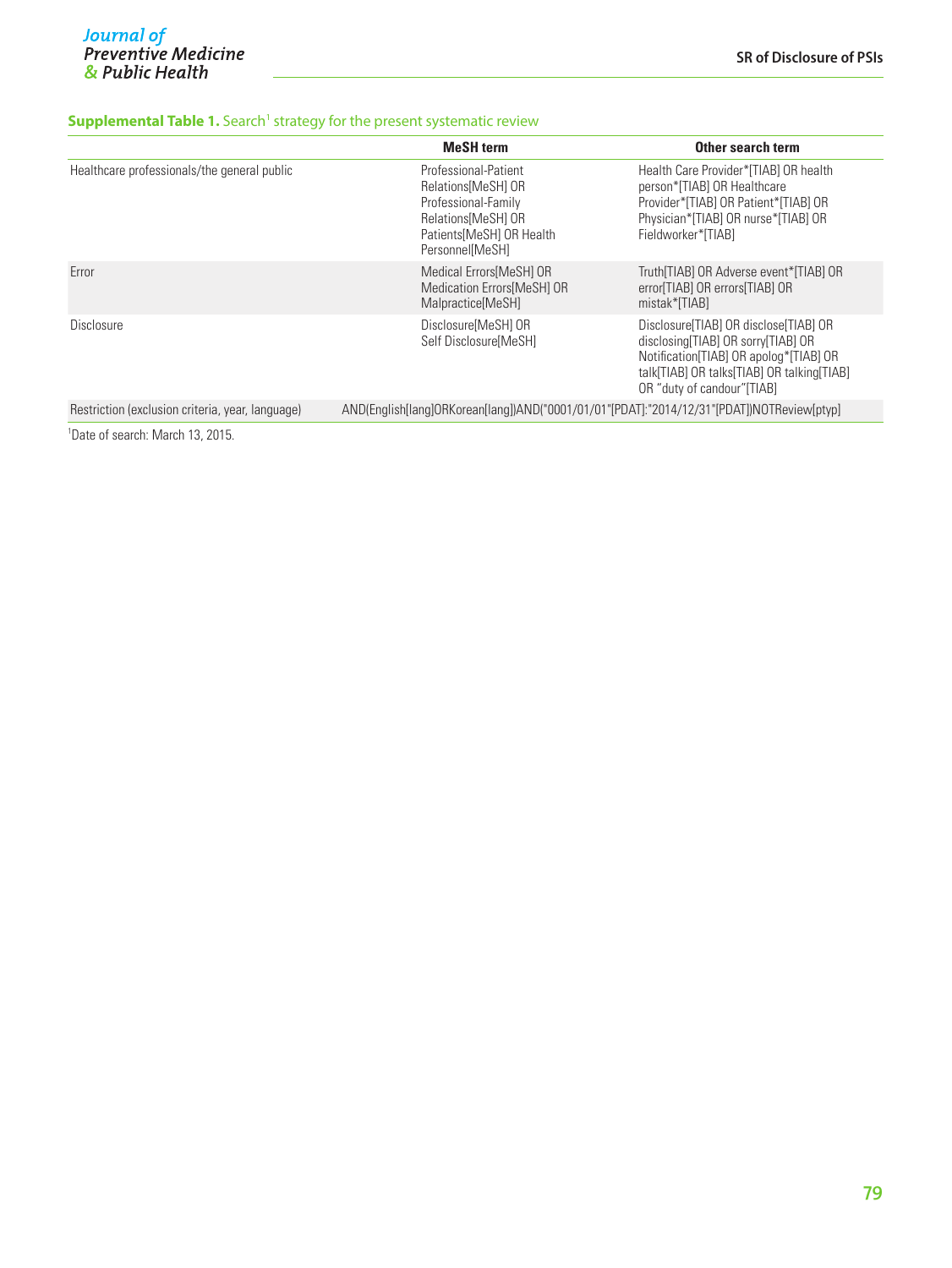**Supplemental Table 1.** Search[1] strategy for the present systematic review

| | MeSH term | Other search term |
|---|---|---|
| Healthcare professionals/the general public | Professional-Patient Relations[MeSH] OR Professional-Family Relations[MeSH] OR Patients[MeSH] OR Health Personnel[MeSH] | Health Care Provider*[TIAB] OR health person*[TIAB] OR Healthcare Provider*[TIAB] OR Patient*[TIAB] OR Physician*[TIAB] OR nurse*[TIAB] OR Fieldworker*[TIAB] |
| Error | Medical Errors[MeSH] OR Medication Errors[MeSH] OR Malpractice[MeSH] | Truth[TIAB] OR Adverse event*[TIAB] OR error[TIAB] OR errors[TIAB] OR mistak*[TIAB] |
| Disclosure | Disclosure[MeSH] OR Self Disclosure[MeSH] | Disclosure[TIAB] OR disclose[TIAB] OR disclosing[TIAB] OR sorry[TIAB] OR Notification[TIAB] OR apolog*[TIAB] OR talk[TIAB] OR talks[TIAB] OR talking[TIAB] OR "duty of candour"[TIAB] |
| Restriction (exclusion criteria, year, language) | AND(English[lang]ORKorean[lang])AND("0001/01/01"[PDAT]:"2014/12/31"[PDAT])NOTReview[ptyp] | |

[1]Date of search: March 13, 2015.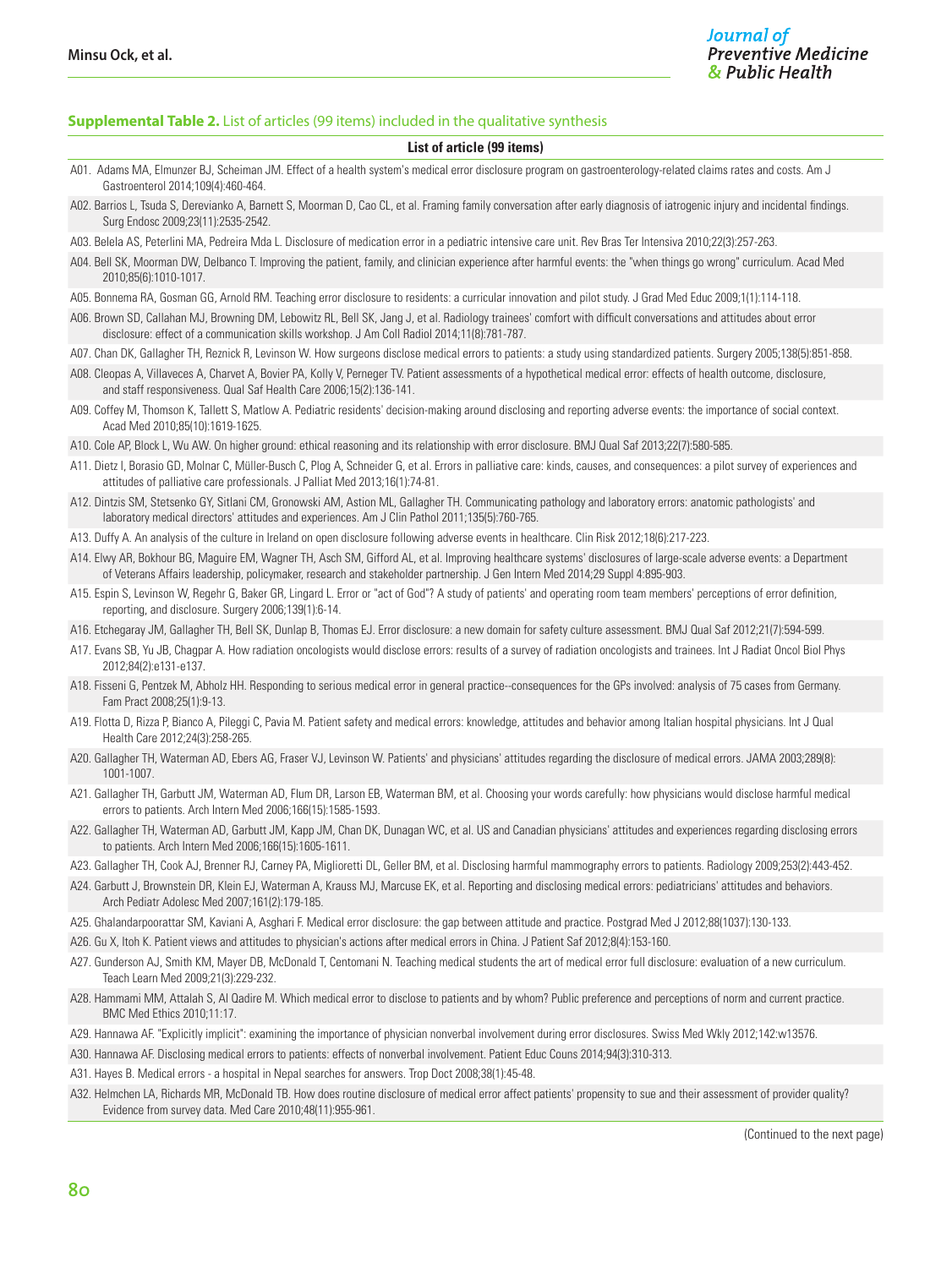**Supplemental Table 2.** List of articles (99 items) included in the qualitative synthesis

| List of article (99 items) |
|---|
| A01. Adams MA, Elmunzer BJ, Scheiman JM. Effect of a health system's medical error disclosure program on gastroenterology-related claims rates and costs. Am J Gastroenterol 2014;109(4):460-464. |
| A02. Barrios L, Tsuda S, Derevianko A, Barnett S, Moorman D, Cao CL, et al. Framing family conversation after early diagnosis of iatrogenic injury and incidental findings. Surg Endosc 2009;23(11):2535-2542. |
| A03. Belela AS, Peterlini MA, Pedreira Mda L. Disclosure of medication error in a pediatric intensive care unit. Rev Bras Ter Intensiva 2010;22(3):257-263. |
| A04. Bell SK, Moorman DW, Delbanco T. Improving the patient, family, and clinician experience after harmful events: the "when things go wrong" curriculum. Acad Med 2010;85(6):1010-1017. |
| A05. Bonnema RA, Gosman GG, Arnold RM. Teaching error disclosure to residents: a curricular innovation and pilot study. J Grad Med Educ 2009;1(1):114-118. |
| A06. Brown SD, Callahan MJ, Browning DM, Lebowitz RL, Bell SK, Jang J, et al. Radiology trainees' comfort with difficult conversations and attitudes about error disclosure: effect of a communication skills workshop. J Am Coll Radiol 2014;11(8):781-787. |
| A07. Chan DK, Gallagher TH, Reznick R, Levinson W. How surgeons disclose medical errors to patients: a study using standardized patients. Surgery 2005;138(5):851-858. |
| A08. Cleopas A, Villaveces A, Charvet A, Bovier PA, Kolly V, Perneger TV. Patient assessments of a hypothetical medical error: effects of health outcome, disclosure, and staff responsiveness. Qual Saf Health Care 2006;15(2):136-141. |
| A09. Coffey M, Thomson K, Tallett S, Matlow A. Pediatric residents' decision-making around disclosing and reporting adverse events: the importance of social context. Acad Med 2010;85(10):1619-1625. |
| A10. Cole AP, Block L, Wu AW. On higher ground: ethical reasoning and its relationship with error disclosure. BMJ Qual Saf 2013;22(7):580-585. |
| A11. Dietz I, Borasio GD, Molnar C, Müller-Busch C, Plog A, Schneider G, et al. Errors in palliative care: kinds, causes, and consequences: a pilot survey of experiences and attitudes of palliative care professionals. J Palliat Med 2013;16(1):74-81. |
| A12. Dintzis SM, Stetsenko GY, Sitlani CM, Gronowski AM, Astion ML, Gallagher TH. Communicating pathology and laboratory errors: anatomic pathologists' and laboratory medical directors' attitudes and experiences. Am J Clin Pathol 2011;135(5):760-765. |
| A13. Duffy A. An analysis of the culture in Ireland on open disclosure following adverse events in healthcare. Clin Risk 2012;18(6):217-223. |
| A14. Elwy AR, Bokhour BG, Maguire EM, Wagner TH, Asch SM, Gifford AL, et al. Improving healthcare systems' disclosures of large-scale adverse events: a Department of Veterans Affairs leadership, policymaker, research and stakeholder partnership. J Gen Intern Med 2014;29 Suppl 4:895-903. |
| A15. Espin S, Levinson W, Regehr G, Baker GR, Lingard L. Error or "act of God"? A study of patients' and operating room team members' perceptions of error definition, reporting, and disclosure. Surgery 2006;139(1):6-14. |
| A16. Etchegaray JM, Gallagher TH, Bell SK, Dunlap B, Thomas EJ. Error disclosure: a new domain for safety culture assessment. BMJ Qual Saf 2012;21(7):594-599. |
| A17. Evans SB, Yu JB, Chagpar A. How radiation oncologists would disclose errors: results of a survey of radiation oncologists and trainees. Int J Radiat Oncol Biol Phys 2012;84(2):e131-e137. |
| A18. Fisseni G, Pentzek M, Abholz HH. Responding to serious medical error in general practice--consequences for the GPs involved: analysis of 75 cases from Germany. Fam Pract 2008;25(1):9-13. |
| A19. Flotta D, Rizza P, Bianco A, Pileggi C, Pavia M. Patient safety and medical errors: knowledge, attitudes and behavior among Italian hospital physicians. Int J Qual Health Care 2012;24(3):258-265. |
| A20. Gallagher TH, Waterman AD, Ebers AG, Fraser VJ, Levinson W. Patients' and physicians' attitudes regarding the disclosure of medical errors. JAMA 2003;289(8): 1001-1007. |
| A21. Gallagher TH, Garbutt JM, Waterman AD, Flum DR, Larson EB, Waterman BM, et al. Choosing your words carefully: how physicians would disclose harmful medical errors to patients. Arch Intern Med 2006;166(15):1585-1593. |
| A22. Gallagher TH, Waterman AD, Garbutt JM, Kapp JM, Chan DK, Dunagan WC, et al. US and Canadian physicians' attitudes and experiences regarding disclosing errors to patients. Arch Intern Med 2006;166(15):1605-1611. |
| A23. Gallagher TH, Cook AJ, Brenner RJ, Carney PA, Miglioretti DL, Geller BM, et al. Disclosing harmful mammography errors to patients. Radiology 2009;253(2):443-452. |
| A24. Garbutt J, Brownstein DR, Klein EJ, Waterman A, Krauss MJ, Marcuse EK, et al. Reporting and disclosing medical errors: pediatricians' attitudes and behaviors. Arch Pediatr Adolesc Med 2007;161(2):179-185. |
| A25. Ghalandarpoorattar SM, Kaviani A, Asghari F. Medical error disclosure: the gap between attitude and practice. Postgrad Med J 2012;88(1037):130-133. |
| A26. Gu X, Itoh K. Patient views and attitudes to physician's actions after medical errors in China. J Patient Saf 2012;8(4):153-160. |
| A27. Gunderson AJ, Smith KM, Mayer DB, McDonald T, Centomani N. Teaching medical students the art of medical error full disclosure: evaluation of a new curriculum. Teach Learn Med 2009;21(3):229-232. |
| A28. Hammami MM, Attalah S, Al Qadire M. Which medical error to disclose to patients and by whom? Public preference and perceptions of norm and current practice. BMC Med Ethics 2010;11:17. |
| A29. Hannawa AF. "Explicitly implicit": examining the importance of physician nonverbal involvement during error disclosures. Swiss Med Wkly 2012;142:w13576. |
| A30. Hannawa AF. Disclosing medical errors to patients: effects of nonverbal involvement. Patient Educ Couns 2014;94(3):310-313. |
| A31. Hayes B. Medical errors - a hospital in Nepal searches for answers. Trop Doct 2008;38(1):45-48. |
| A32. Helmchen LA, Richards MR, McDonald TB. How does routine disclosure of medical error affect patients' propensity to sue and their assessment of provider quality? Evidence from survey data. Med Care 2010;48(11):955-961. |

(Continued to the next page)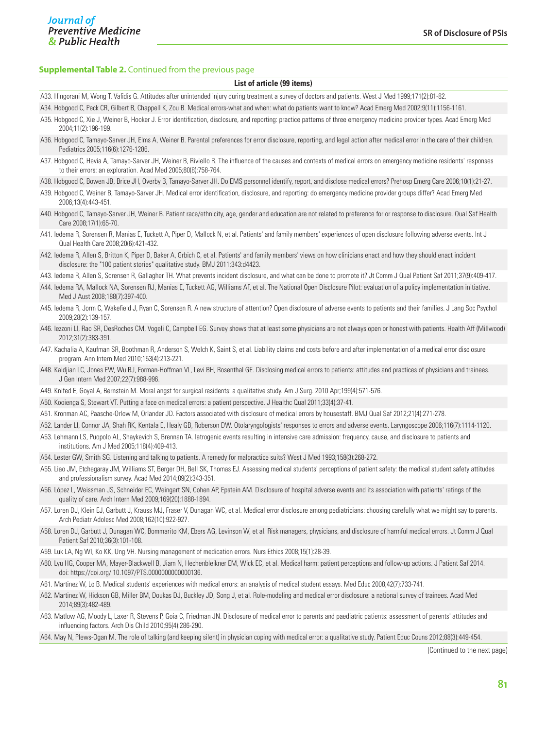**Supplemental Table 2.** Continued from the previous page

| List of article (99 items) |
|---|
| A33. Hingorani M, Wong T, Vafidis G. Attitudes after unintended injury during treatment a survey of doctors and patients. West J Med 1999;171(2):81-82. |
| A34. Hobgood C, Peck CR, Gilbert B, Chappell K, Zou B. Medical errors-what and when: what do patients want to know? Acad Emerg Med 2002;9(11):1156-1161. |
| A35. Hobgood C, Xie J, Weiner B, Hooker J. Error identification, disclosure, and reporting: practice patterns of three emergency medicine provider types. Acad Emerg Med 2004;11(2):196-199. |
| A36. Hobgood C, Tamayo-Sarver JH, Elms A, Weiner B. Parental preferences for error disclosure, reporting, and legal action after medical error in the care of their children. Pediatrics 2005;116(6):1276-1286. |
| A37. Hobgood C, Hevia A, Tamayo-Sarver JH, Weiner B, Riviello R. The influence of the causes and contexts of medical errors on emergency medicine residents' responses to their errors: an exploration. Acad Med 2005;80(8):758-764. |
| A38. Hobgood C, Bowen JB, Brice JH, Overby B, Tamayo-Sarver JH. Do EMS personnel identify, report, and disclose medical errors? Prehosp Emerg Care 2006;10(1):21-27. |
| A39. Hobgood C, Weiner B, Tamayo-Sarver JH. Medical error identification, disclosure, and reporting: do emergency medicine provider groups differ? Acad Emerg Med 2006;13(4):443-451. |
| A40. Hobgood C, Tamayo-Sarver JH, Weiner B. Patient race/ethnicity, age, gender and education are not related to preference for or response to disclosure. Qual Saf Health Care 2008;17(1):65-70. |
| A41. Iedema R, Sorensen R, Manias E, Tuckett A, Piper D, Mallock N, et al. Patients' and family members' experiences of open disclosure following adverse events. Int J Qual Health Care 2008;20(6):421-432. |
| A42. Iedema R, Allen S, Britton K, Piper D, Baker A, Grbich C, et al. Patients' and family members' views on how clinicians enact and how they should enact incident disclosure: the "100 patient stories" qualitative study. BMJ 2011;343:d4423. |
| A43. Iedema R, Allen S, Sorensen R, Gallagher TH. What prevents incident disclosure, and what can be done to promote it? Jt Comm J Qual Patient Saf 2011;37(9):409-417. |
| A44. Iedema RA, Mallock NA, Sorensen RJ, Manias E, Tuckett AG, Williams AF, et al. The National Open Disclosure Pilot: evaluation of a policy implementation initiative. Med J Aust 2008;188(7):397-400. |
| A45. Iedema R, Jorm C, Wakefield J, Ryan C, Sorensen R. A new structure of attention? Open disclosure of adverse events to patients and their families. J Lang Soc Psychol 2009;28(2):139-157. |
| A46. Iezzoni LI, Rao SR, DesRoches CM, Vogeli C, Campbell EG. Survey shows that at least some physicians are not always open or honest with patients. Health Aff (Millwood) 2012;31(2):383-391. |
| A47. Kachalia A, Kaufman SR, Boothman R, Anderson S, Welch K, Saint S, et al. Liability claims and costs before and after implementation of a medical error disclosure program. Ann Intern Med 2010;153(4):213-221. |
| A48. Kaldjian LC, Jones EW, Wu BJ, Forman-Hoffman VL, Levi BH, Rosenthal GE. Disclosing medical errors to patients: attitudes and practices of physicians and trainees. J Gen Intern Med 2007;22(7):988-996. |
| A49. Knifed E, Goyal A, Bernstein M. Moral angst for surgical residents: a qualitative study. Am J Surg. 2010 Apr;199(4):571-576. |
| A50. Kooienga S, Stewart VT. Putting a face on medical errors: a patient perspective. J Healthc Qual 2011;33(4):37-41. |
| A51. Kronman AC, Paasche-Orlow M, Orlander JD. Factors associated with disclosure of medical errors by housestaff. BMJ Qual Saf 2012;21(4):271-278. |
| A52. Lander LI, Connor JA, Shah RK, Kentala E, Healy GB, Roberson DW. Otolaryngologists' responses to errors and adverse events. Laryngoscope 2006;116(7):1114-1120. |
| A53. Lehmann LS, Puopolo AL, Shaykevich S, Brennan TA. Iatrogenic events resulting in intensive care admission: frequency, cause, and disclosure to patients and institutions. Am J Med 2005;118(4):409-413. |
| A54. Lester GW, Smith SG. Listening and talking to patients. A remedy for malpractice suits? West J Med 1993;158(3):268-272. |
| A55. Liao JM, Etchegaray JM, Williams ST, Berger DH, Bell SK, Thomas EJ. Assessing medical students' perceptions of patient safety: the medical student safety attitudes and professionalism survey. Acad Med 2014;89(2):343-351. |
| A56. López L, Weissman JS, Schneider EC, Weingart SN, Cohen AP, Epstein AM. Disclosure of hospital adverse events and its association with patients' ratings of the quality of care. Arch Intern Med 2009;169(20):1888-1894. |
| A57. Loren DJ, Klein EJ, Garbutt J, Krauss MJ, Fraser V, Dunagan WC, et al. Medical error disclosure among pediatricians: choosing carefully what we might say to parents. Arch Pediatr Adolesc Med 2008;162(10):922-927. |
| A58. Loren DJ, Garbutt J, Dunagan WC, Bommarito KM, Ebers AG, Levinson W, et al. Risk managers, physicians, and disclosure of harmful medical errors. Jt Comm J Qual Patient Saf 2010;36(3):101-108. |
| A59. Luk LA, Ng WI, Ko KK, Ung VH. Nursing management of medication errors. Nurs Ethics 2008;15(1):28-39. |
| A60. Lyu HG, Cooper MA, Mayer-Blackwell B, Jiam N, Hechenbleikner EM, Wick EC, et al. Medical harm: patient perceptions and follow-up actions. J Patient Saf 2014. doi: https://doi.org/ 10.1097/PTS.0000000000000136. |
| A61. Martinez W, Lo B. Medical students' experiences with medical errors: an analysis of medical student essays. Med Educ 2008;42(7):733-741. |
| A62. Martinez W, Hickson GB, Miller BM, Doukas DJ, Buckley JD, Song J, et al. Role-modeling and medical error disclosure: a national survey of trainees. Acad Med 2014;89(3):482-489. |
| A63. Matlow AG, Moody L, Laxer R, Stevens P, Goia C, Friedman JN. Disclosure of medical error to parents and paediatric patients: assessment of parents' attitudes and influencing factors. Arch Dis Child 2010;95(4):286-290. |
| A64. May N, Plews-Ogan M. The role of talking (and keeping silent) in physician coping with medical error: a qualitative study. Patient Educ Couns 2012;88(3):449-454. |

(Continued to the next page)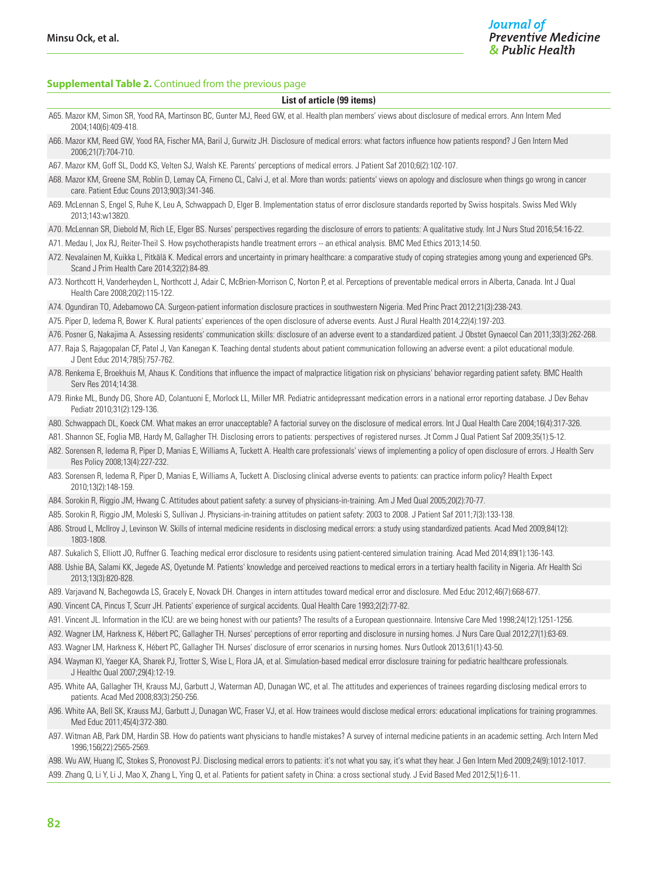**Supplemental Table 2.** Continued from the previous page

| List of article (99 items) |
|---|
| A65. Mazor KM, Simon SR, Yood RA, Martinson BC, Gunter MJ, Reed GW, et al. Health plan members' views about disclosure of medical errors. Ann Intern Med 2004;140(6):409-418. |
| A66. Mazor KM, Reed GW, Yood RA, Fischer MA, Baril J, Gurwitz JH. Disclosure of medical errors: what factors influence how patients respond? J Gen Intern Med 2006;21(7):704-710. |
| A67. Mazor KM, Goff SL, Dodd KS, Velten SJ, Walsh KE. Parents' perceptions of medical errors. J Patient Saf 2010;6(2):102-107. |
| A68. Mazor KM, Greene SM, Roblin D, Lemay CA, Firneno CL, Calvi J, et al. More than words: patients' views on apology and disclosure when things go wrong in cancer care. Patient Educ Couns 2013;90(3):341-346. |
| A69. McLennan S, Engel S, Ruhe K, Leu A, Schwappach D, Elger B. Implementation status of error disclosure standards reported by Swiss hospitals. Swiss Med Wkly 2013;143:w13820. |
| A70. McLennan SR, Diebold M, Rich LE, Elger BS. Nurses' perspectives regarding the disclosure of errors to patients: A qualitative study. Int J Nurs Stud 2016;54:16-22. |
| A71. Medau I, Jox RJ, Reiter-Theil S. How psychotherapists handle treatment errors -- an ethical analysis. BMC Med Ethics 2013;14:50. |
| A72. Nevalainen M, Kuikka L, Pitkälä K. Medical errors and uncertainty in primary healthcare: a comparative study of coping strategies among young and experienced GPs. Scand J Prim Health Care 2014;32(2):84-89. |
| A73. Northcott H, Vanderheyden L, Northcott J, Adair C, McBrien-Morrison C, Norton P, et al. Perceptions of preventable medical errors in Alberta, Canada. Int J Qual Health Care 2008;20(2):115-122. |
| A74. Ogundiran TO, Adebamowo CA. Surgeon-patient information disclosure practices in southwestern Nigeria. Med Princ Pract 2012;21(3):238-243. |
| A75. Piper D, Iedema R, Bower K. Rural patients' experiences of the open disclosure of adverse events. Aust J Rural Health 2014;22(4):197-203. |
| A76. Posner G, Nakajima A. Assessing residents' communication skills: disclosure of an adverse event to a standardized patient. J Obstet Gynaecol Can 2011;33(3):262-268. |
| A77. Raja S, Rajagopalan CF, Patel J, Van Kanegan K. Teaching dental students about patient communication following an adverse event: a pilot educational module. J Dent Educ 2014;78(5):757-762. |
| A78. Renkema E, Broekhuis M, Ahaus K. Conditions that influence the impact of malpractice litigation risk on physicians' behavior regarding patient safety. BMC Health Serv Res 2014;14:38. |
| A79. Rinke ML, Bundy DG, Shore AD, Colantuoni E, Morlock LL, Miller MR. Pediatric antidepressant medication errors in a national error reporting database. J Dev Behav Pediatr 2010;31(2):129-136. |
| A80. Schwappach DL, Koeck CM. What makes an error unacceptable? A factorial survey on the disclosure of medical errors. Int J Qual Health Care 2004;16(4):317-326. |
| A81. Shannon SE, Foglia MB, Hardy M, Gallagher TH. Disclosing errors to patients: perspectives of registered nurses. Jt Comm J Qual Patient Saf 2009;35(1):5-12. |
| A82. Sorensen R, Iedema R, Piper D, Manias E, Williams A, Tuckett A. Health care professionals' views of implementing a policy of open disclosure of errors. J Health Serv Res Policy 2008;13(4):227-232. |
| A83. Sorensen R, Iedema R, Piper D, Manias E, Williams A, Tuckett A. Disclosing clinical adverse events to patients: can practice inform policy? Health Expect 2010;13(2):148-159. |
| A84. Sorokin R, Riggio JM, Hwang C. Attitudes about patient safety: a survey of physicians-in-training. Am J Med Qual 2005;20(2):70-77. |
| A85. Sorokin R, Riggio JM, Moleski S, Sullivan J. Physicians-in-training attitudes on patient safety: 2003 to 2008. J Patient Saf 2011;7(3):133-138. |
| A86. Stroud L, McIlroy J, Levinson W. Skills of internal medicine residents in disclosing medical errors: a study using standardized patients. Acad Med 2009;84(12):1803-1808. |
| A87. Sukalich S, Elliott JO, Ruffner G. Teaching medical error disclosure to residents using patient-centered simulation training. Acad Med 2014;89(1):136-143. |
| A88. Ushie BA, Salami KK, Jegede AS, Oyetunde M. Patients' knowledge and perceived reactions to medical errors in a tertiary health facility in Nigeria. Afr Health Sci 2013;13(3):820-828. |
| A89. Varjavand N, Bachegowda LS, Gracely E, Novack DH. Changes in intern attitudes toward medical error and disclosure. Med Educ 2012;46(7):668-677. |
| A90. Vincent CA, Pincus T, Scurr JH. Patients' experience of surgical accidents. Qual Health Care 1993;2(2):77-82. |
| A91. Vincent JL. Information in the ICU: are we being honest with our patients? The results of a European questionnaire. Intensive Care Med 1998;24(12):1251-1256. |
| A92. Wagner LM, Harkness K, Hébert PC, Gallagher TH. Nurses' perceptions of error reporting and disclosure in nursing homes. J Nurs Care Qual 2012;27(1):63-69. |
| A93. Wagner LM, Harkness K, Hébert PC, Gallagher TH. Nurses' disclosure of error scenarios in nursing homes. Nurs Outlook 2013;61(1):43-50. |
| A94. Wayman KI, Yaeger KA, Sharek PJ, Trotter S, Wise L, Flora JA, et al. Simulation-based medical error disclosure training for pediatric healthcare professionals. J Healthc Qual 2007;29(4):12-19. |
| A95. White AA, Gallagher TH, Krauss MJ, Garbutt J, Waterman AD, Dunagan WC, et al. The attitudes and experiences of trainees regarding disclosing medical errors to patients. Acad Med 2008;83(3):250-256. |
| A96. White AA, Bell SK, Krauss MJ, Garbutt J, Dunagan WC, Fraser VJ, et al. How trainees would disclose medical errors: educational implications for training programmes. Med Educ 2011;45(4):372-380. |
| A97. Witman AB, Park DM, Hardin SB. How do patients want physicians to handle mistakes? A survey of internal medicine patients in an academic setting. Arch Intern Med 1996;156(22):2565-2569. |
| A98. Wu AW, Huang IC, Stokes S, Pronovost PJ. Disclosing medical errors to patients: it's not what you say, it's what they hear. J Gen Intern Med 2009;24(9):1012-1017. |
| A99. Zhang Q, Li Y, Li J, Mao X, Zhang L, Ying Q, et al. Patients for patient safety in China: a cross sectional study. J Evid Based Med 2012;5(1):6-11. |